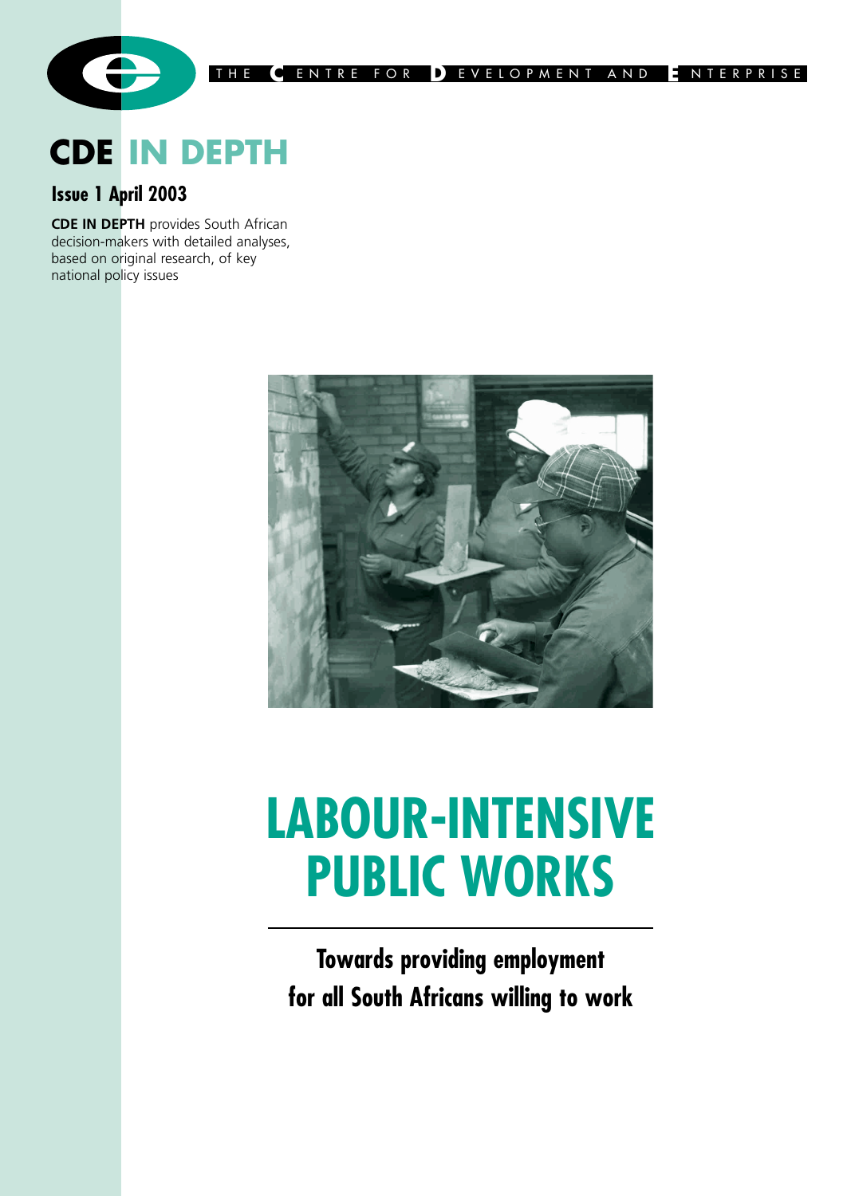THE CENTRE FOR DEVELOPMENT AND ENTERPRISE

# CDE IN DEPTH

**Issue 1 April 2003**

**CDE IN DEPTH** provides South African decision-makers with detailed analyses, based on original research, of key national policy issues

# LABOUR-INTENSIVE PUBLIC WORKS

## Towards providing employment for all South Africans willing to work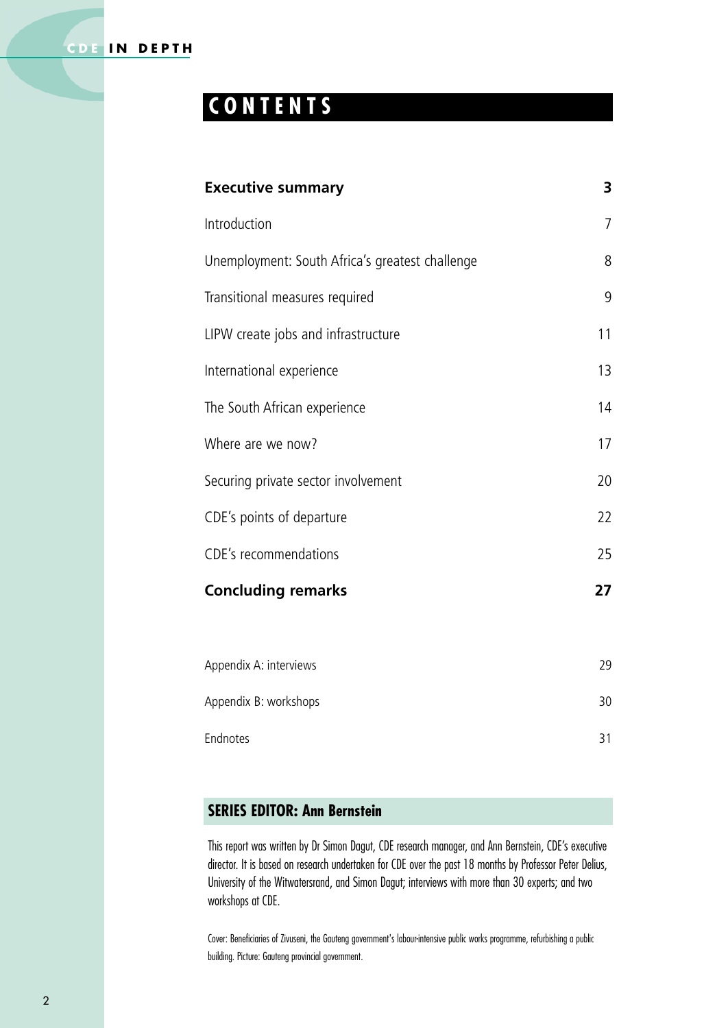# CONTENTS

| | |
|---|---|
| **Executive summary** | **3** |
| Introduction | 7 |
| Unemployment: South Africa's greatest challenge | 8 |
| Transitional measures required | 9 |
| LIPW create jobs and infrastructure | 11 |
| International experience | 13 |
| The South African experience | 14 |
| Where are we now? | 17 |
| Securing private sector involvement | 20 |
| CDE's points of departure | 22 |
| CDE's recommendations | 25 |
| **Concluding remarks** | **27** |
| Appendix A: interviews | 29 |
| Appendix B: workshops | 30 |
| Endnotes | 31 |

**SERIES EDITOR: Ann Bernstein**

This report was written by Dr Simon Dagut, CDE research manager, and Ann Bernstein, CDE's executive director. It is based on research undertaken for CDE over the past 18 months by Professor Peter Delius, University of the Witwatersrand, and Simon Dagut; interviews with more than 30 experts; and two workshops at CDE.

Cover: Beneficiaries of Zivuseni, the Gauteng government's labour-intensive public works programme, refurbishing a public building. Picture: Gauteng provincial government.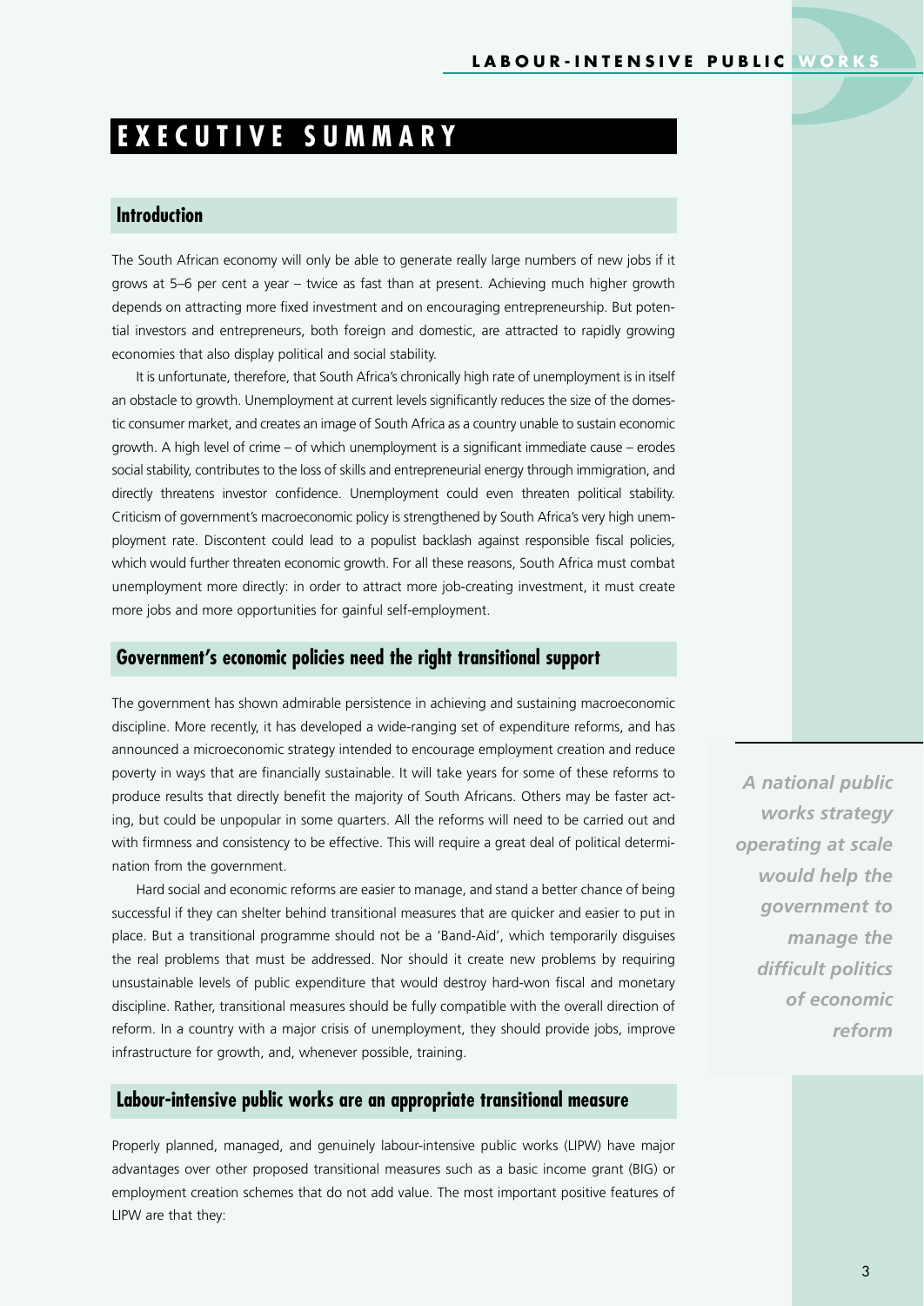# EXECUTIVE SUMMARY

## Introduction

The South African economy will only be able to generate really large numbers of new jobs if it grows at 5–6 per cent a year – twice as fast than at present. Achieving much higher growth depends on attracting more fixed investment and on encouraging entrepreneurship. But potential investors and entrepreneurs, both foreign and domestic, are attracted to rapidly growing economies that also display political and social stability.

It is unfortunate, therefore, that South Africa's chronically high rate of unemployment is in itself an obstacle to growth. Unemployment at current levels significantly reduces the size of the domestic consumer market, and creates an image of South Africa as a country unable to sustain economic growth. A high level of crime – of which unemployment is a significant immediate cause – erodes social stability, contributes to the loss of skills and entrepreneurial energy through immigration, and directly threatens investor confidence. Unemployment could even threaten political stability. Criticism of government's macroeconomic policy is strengthened by South Africa's very high unemployment rate. Discontent could lead to a populist backlash against responsible fiscal policies, which would further threaten economic growth. For all these reasons, South Africa must combat unemployment more directly: in order to attract more job-creating investment, it must create more jobs and more opportunities for gainful self-employment.

## Government's economic policies need the right transitional support

The government has shown admirable persistence in achieving and sustaining macroeconomic discipline. More recently, it has developed a wide-ranging set of expenditure reforms, and has announced a microeconomic strategy intended to encourage employment creation and reduce poverty in ways that are financially sustainable. It will take years for some of these reforms to produce results that directly benefit the majority of South Africans. Others may be faster acting, but could be unpopular in some quarters. All the reforms will need to be carried out and with firmness and consistency to be effective. This will require a great deal of political determination from the government.

Hard social and economic reforms are easier to manage, and stand a better chance of being successful if they can shelter behind transitional measures that are quicker and easier to put in place. But a transitional programme should not be a 'Band-Aid', which temporarily disguises the real problems that must be addressed. Nor should it create new problems by requiring unsustainable levels of public expenditure that would destroy hard-won fiscal and monetary discipline. Rather, transitional measures should be fully compatible with the overall direction of reform. In a country with a major crisis of unemployment, they should provide jobs, improve infrastructure for growth, and, whenever possible, training.

*A national public works strategy operating at scale would help the government to manage the difficult politics of economic reform*

## Labour-intensive public works are an appropriate transitional measure

Properly planned, managed, and genuinely labour-intensive public works (LIPW) have major advantages over other proposed transitional measures such as a basic income grant (BIG) or employment creation schemes that do not add value. The most important positive features of LIPW are that they: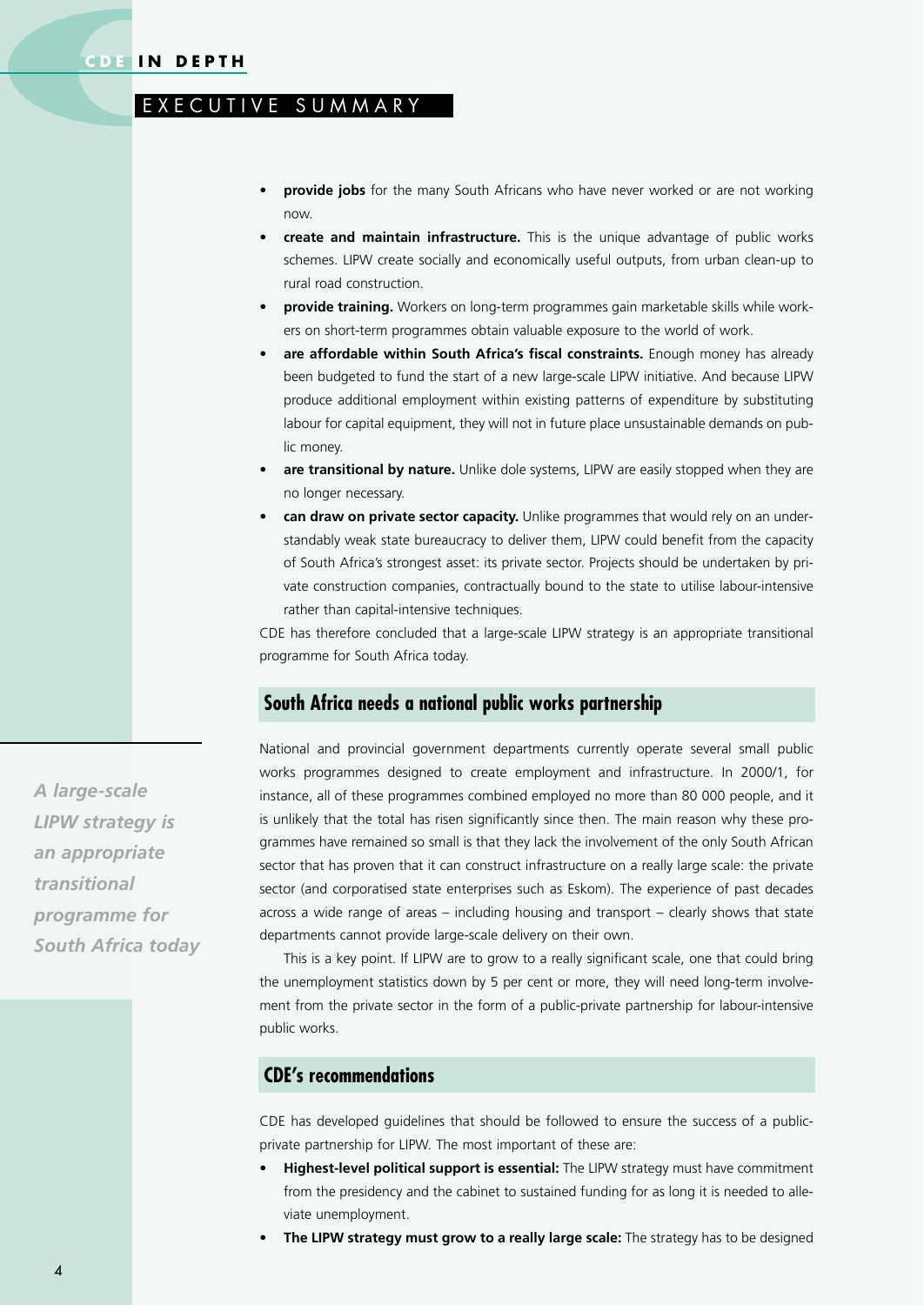- **provide jobs** for the many South Africans who have never worked or are not working now.
- **create and maintain infrastructure.** This is the unique advantage of public works schemes. LIPW create socially and economically useful outputs, from urban clean-up to rural road construction.
- **provide training.** Workers on long-term programmes gain marketable skills while workers on short-term programmes obtain valuable exposure to the world of work.
- **are affordable within South Africa's fiscal constraints.** Enough money has already been budgeted to fund the start of a new large-scale LIPW initiative. And because LIPW produce additional employment within existing patterns of expenditure by substituting labour for capital equipment, they will not in future place unsustainable demands on public money.
- **are transitional by nature.** Unlike dole systems, LIPW are easily stopped when they are no longer necessary.
- **can draw on private sector capacity.** Unlike programmes that would rely on an understandably weak state bureaucracy to deliver them, LIPW could benefit from the capacity of South Africa's strongest asset: its private sector. Projects should be undertaken by private construction companies, contractually bound to the state to utilise labour-intensive rather than capital-intensive techniques.

CDE has therefore concluded that a large-scale LIPW strategy is an appropriate transitional programme for South Africa today.

## South Africa needs a national public works partnership

*A large-scale LIPW strategy is an appropriate transitional programme for South Africa today*

National and provincial government departments currently operate several small public works programmes designed to create employment and infrastructure. In 2000/1, for instance, all of these programmes combined employed no more than 80 000 people, and it is unlikely that the total has risen significantly since then. The main reason why these programmes have remained so small is that they lack the involvement of the only South African sector that has proven that it can construct infrastructure on a really large scale: the private sector (and corporatised state enterprises such as Eskom). The experience of past decades across a wide range of areas – including housing and transport – clearly shows that state departments cannot provide large-scale delivery on their own.

This is a key point. If LIPW are to grow to a really significant scale, one that could bring the unemployment statistics down by 5 per cent or more, they will need long-term involvement from the private sector in the form of a public-private partnership for labour-intensive public works.

## CDE's recommendations

CDE has developed guidelines that should be followed to ensure the success of a public-private partnership for LIPW. The most important of these are:

- **Highest-level political support is essential:** The LIPW strategy must have commitment from the presidency and the cabinet to sustained funding for as long it is needed to alleviate unemployment.
- **The LIPW strategy must grow to a really large scale:** The strategy has to be designed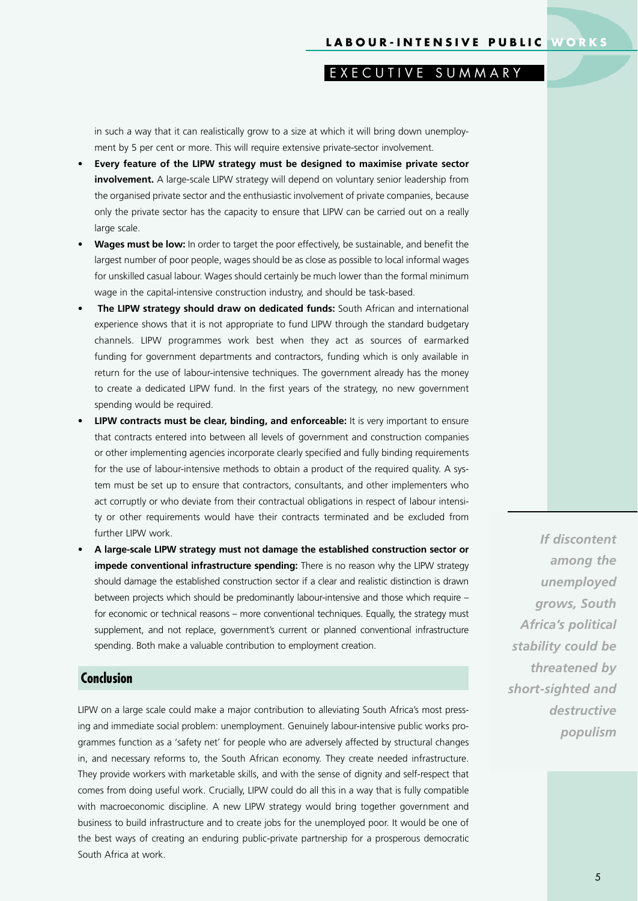in such a way that it can realistically grow to a size at which it will bring down unemployment by 5 per cent or more. This will require extensive private-sector involvement.

- **Every feature of the LIPW strategy must be designed to maximise private sector involvement.** A large-scale LIPW strategy will depend on voluntary senior leadership from the organised private sector and the enthusiastic involvement of private companies, because only the private sector has the capacity to ensure that LIPW can be carried out on a really large scale.
- **Wages must be low:** In order to target the poor effectively, be sustainable, and benefit the largest number of poor people, wages should be as close as possible to local informal wages for unskilled casual labour. Wages should certainly be much lower than the formal minimum wage in the capital-intensive construction industry, and should be task-based.
- **The LIPW strategy should draw on dedicated funds:** South African and international experience shows that it is not appropriate to fund LIPW through the standard budgetary channels. LIPW programmes work best when they act as sources of earmarked funding for government departments and contractors, funding which is only available in return for the use of labour-intensive techniques. The government already has the money to create a dedicated LIPW fund. In the first years of the strategy, no new government spending would be required.
- **LIPW contracts must be clear, binding, and enforceable:** It is very important to ensure that contracts entered into between all levels of government and construction companies or other implementing agencies incorporate clearly specified and fully binding requirements for the use of labour-intensive methods to obtain a product of the required quality. A system must be set up to ensure that contractors, consultants, and other implementers who act corruptly or who deviate from their contractual obligations in respect of labour intensity or other requirements would have their contracts terminated and be excluded from further LIPW work.
- **A large-scale LIPW strategy must not damage the established construction sector or impede conventional infrastructure spending:** There is no reason why the LIPW strategy should damage the established construction sector if a clear and realistic distinction is drawn between projects which should be predominantly labour-intensive and those which require – for economic or technical reasons – more conventional techniques. Equally, the strategy must supplement, and not replace, government's current or planned conventional infrastructure spending. Both make a valuable contribution to employment creation.

## Conclusion

LIPW on a large scale could make a major contribution to alleviating South Africa's most pressing and immediate social problem: unemployment. Genuinely labour-intensive public works programmes function as a 'safety net' for people who are adversely affected by structural changes in, and necessary reforms to, the South African economy. They create needed infrastructure. They provide workers with marketable skills, and with the sense of dignity and self-respect that comes from doing useful work. Crucially, LIPW could do all this in a way that is fully compatible with macroeconomic discipline. A new LIPW strategy would bring together government and business to build infrastructure and to create jobs for the unemployed poor. It would be one of the best ways of creating an enduring public-private partnership for a prosperous democratic South Africa at work.

*If discontent among the unemployed grows, South Africa's political stability could be threatened by short-sighted and destructive populism*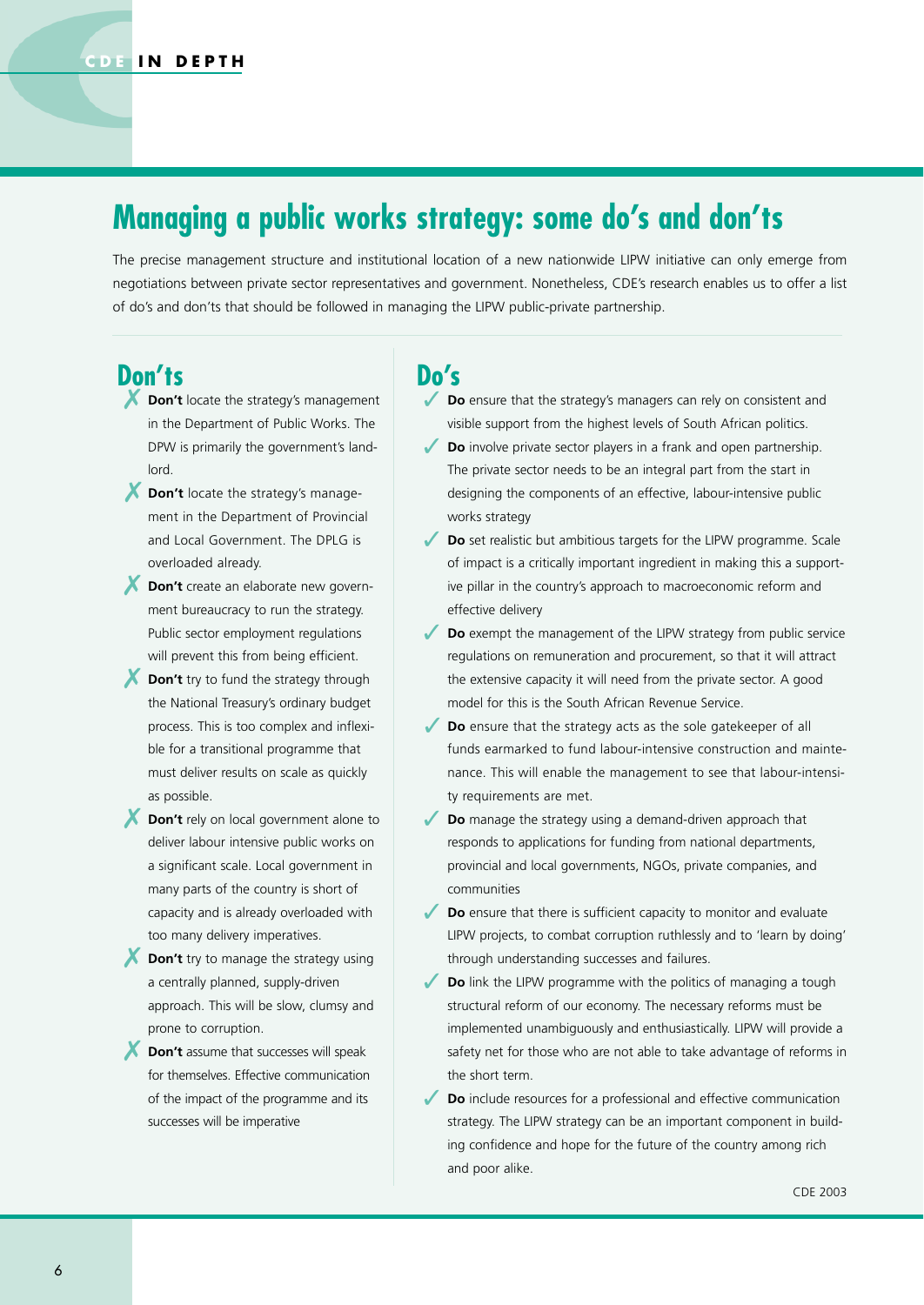# Managing a public works strategy: some do's and don'ts

The precise management structure and institutional location of a new nationwide LIPW initiative can only emerge from negotiations between private sector representatives and government. Nonetheless, CDE's research enables us to offer a list of do's and don'ts that should be followed in managing the LIPW public-private partnership.

## Don'ts

- ✗ **Don't** locate the strategy's management in the Department of Public Works. The DPW is primarily the government's landlord.
- ✗ **Don't** locate the strategy's management in the Department of Provincial and Local Government. The DPLG is overloaded already.
- ✗ **Don't** create an elaborate new government bureaucracy to run the strategy. Public sector employment regulations will prevent this from being efficient.
- ✗ **Don't** try to fund the strategy through the National Treasury's ordinary budget process. This is too complex and inflexible for a transitional programme that must deliver results on scale as quickly as possible.
- ✗ **Don't** rely on local government alone to deliver labour intensive public works on a significant scale. Local government in many parts of the country is short of capacity and is already overloaded with too many delivery imperatives.
- ✗ **Don't** try to manage the strategy using a centrally planned, supply-driven approach. This will be slow, clumsy and prone to corruption.
- ✗ **Don't** assume that successes will speak for themselves. Effective communication of the impact of the programme and its successes will be imperative

## Do's

- ✓ **Do** ensure that the strategy's managers can rely on consistent and visible support from the highest levels of South African politics.
- ✓ **Do** involve private sector players in a frank and open partnership. The private sector needs to be an integral part from the start in designing the components of an effective, labour-intensive public works strategy
- ✓ **Do** set realistic but ambitious targets for the LIPW programme. Scale of impact is a critically important ingredient in making this a supportive pillar in the country's approach to macroeconomic reform and effective delivery
- ✓ **Do** exempt the management of the LIPW strategy from public service regulations on remuneration and procurement, so that it will attract the extensive capacity it will need from the private sector. A good model for this is the South African Revenue Service.
- ✓ **Do** ensure that the strategy acts as the sole gatekeeper of all funds earmarked to fund labour-intensive construction and maintenance. This will enable the management to see that labour-intensity requirements are met.
- ✓ **Do** manage the strategy using a demand-driven approach that responds to applications for funding from national departments, provincial and local governments, NGOs, private companies, and communities
- ✓ **Do** ensure that there is sufficient capacity to monitor and evaluate LIPW projects, to combat corruption ruthlessly and to 'learn by doing' through understanding successes and failures.
- ✓ **Do** link the LIPW programme with the politics of managing a tough structural reform of our economy. The necessary reforms must be implemented unambiguously and enthusiastically. LIPW will provide a safety net for those who are not able to take advantage of reforms in the short term.
- ✓ **Do** include resources for a professional and effective communication strategy. The LIPW strategy can be an important component in building confidence and hope for the future of the country among rich and poor alike.

CDE 2003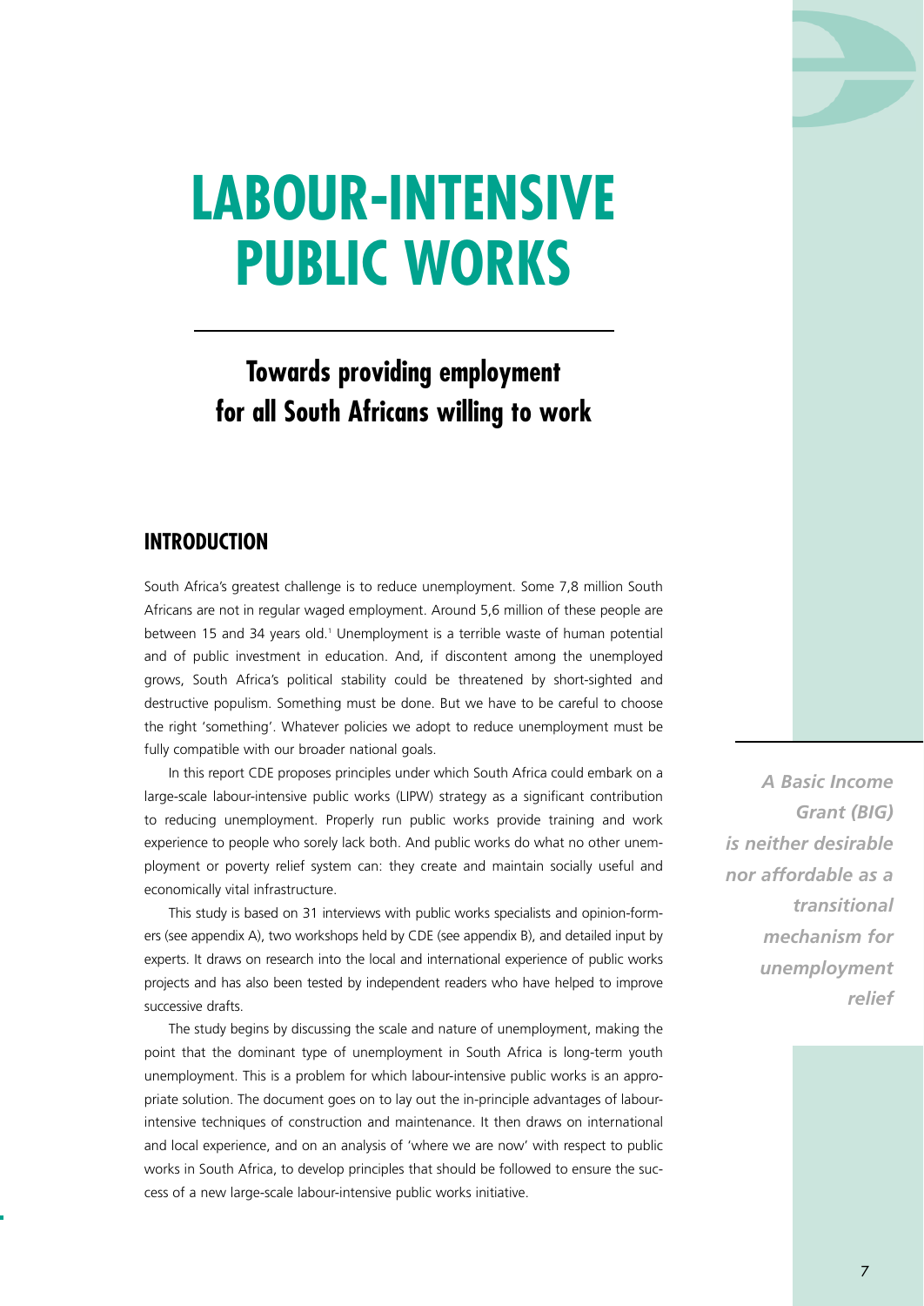# LABOUR-INTENSIVE PUBLIC WORKS

## Towards providing employment for all South Africans willing to work

### INTRODUCTION

South Africa's greatest challenge is to reduce unemployment. Some 7,8 million South Africans are not in regular waged employment. Around 5,6 million of these people are between 15 and 34 years old.[1] Unemployment is a terrible waste of human potential and of public investment in education. And, if discontent among the unemployed grows, South Africa's political stability could be threatened by short-sighted and destructive populism. Something must be done. But we have to be careful to choose the right 'something'. Whatever policies we adopt to reduce unemployment must be fully compatible with our broader national goals.

In this report CDE proposes principles under which South Africa could embark on a large-scale labour-intensive public works (LIPW) strategy as a significant contribution to reducing unemployment. Properly run public works provide training and work experience to people who sorely lack both. And public works do what no other unemployment or poverty relief system can: they create and maintain socially useful and economically vital infrastructure.

*A Basic Income Grant (BIG) is neither desirable nor affordable as a transitional mechanism for unemployment relief*

This study is based on 31 interviews with public works specialists and opinion-formers (see appendix A), two workshops held by CDE (see appendix B), and detailed input by experts. It draws on research into the local and international experience of public works projects and has also been tested by independent readers who have helped to improve successive drafts.

The study begins by discussing the scale and nature of unemployment, making the point that the dominant type of unemployment in South Africa is long-term youth unemployment. This is a problem for which labour-intensive public works is an appropriate solution. The document goes on to lay out the in-principle advantages of labour-intensive techniques of construction and maintenance. It then draws on international and local experience, and on an analysis of 'where we are now' with respect to public works in South Africa, to develop principles that should be followed to ensure the success of a new large-scale labour-intensive public works initiative.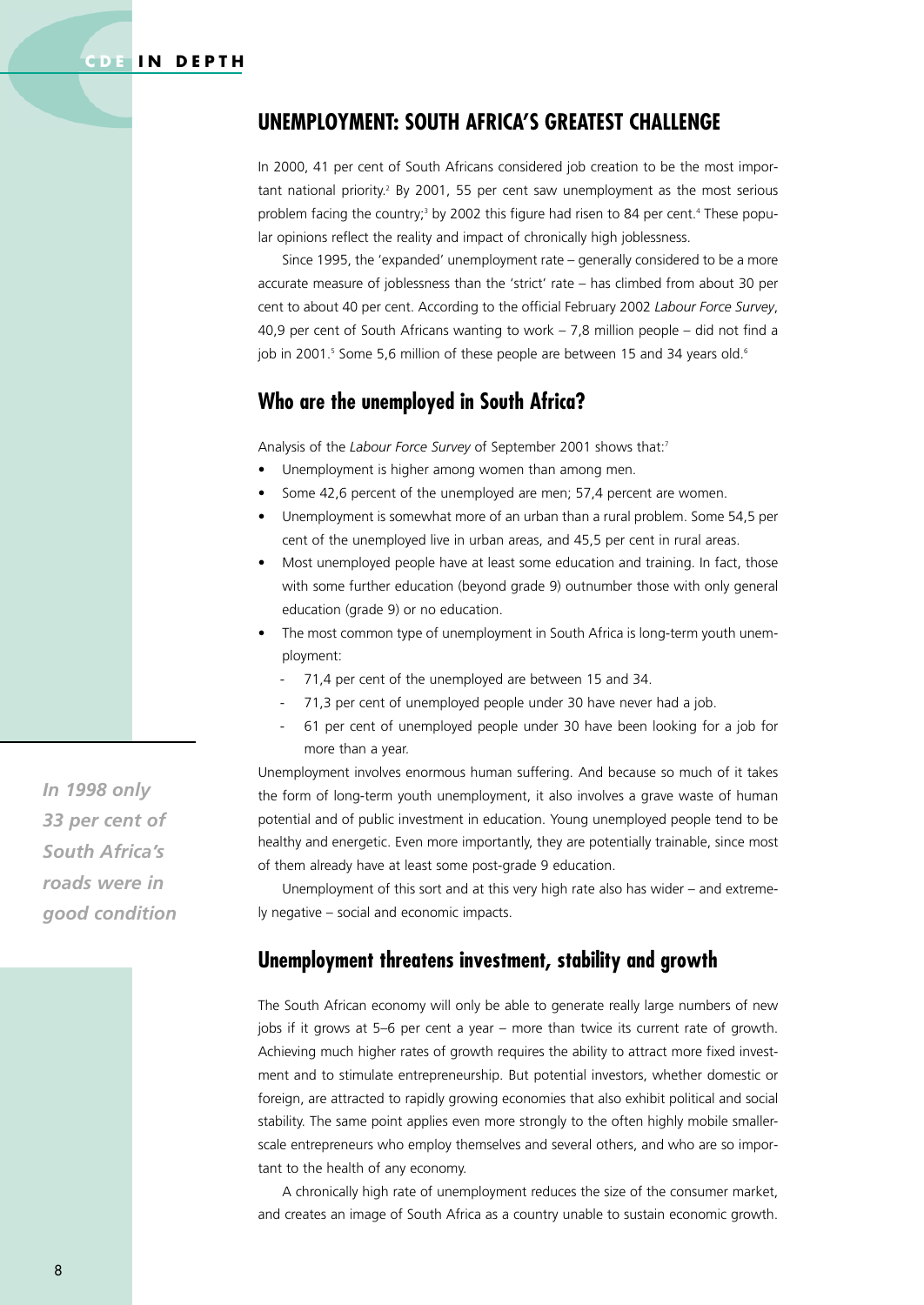## UNEMPLOYMENT: SOUTH AFRICA'S GREATEST CHALLENGE

In 2000, 41 per cent of South Africans considered job creation to be the most important national priority.[2] By 2001, 55 per cent saw unemployment as the most serious problem facing the country;[3] by 2002 this figure had risen to 84 per cent.[4] These popular opinions reflect the reality and impact of chronically high joblessness.

Since 1995, the 'expanded' unemployment rate – generally considered to be a more accurate measure of joblessness than the 'strict' rate – has climbed from about 30 per cent to about 40 per cent. According to the official February 2002 *Labour Force Survey*, 40,9 per cent of South Africans wanting to work – 7,8 million people – did not find a job in 2001.[5] Some 5,6 million of these people are between 15 and 34 years old.[6]

### Who are the unemployed in South Africa?

Analysis of the *Labour Force Survey* of September 2001 shows that:[7]

- Unemployment is higher among women than among men.
- Some 42,6 percent of the unemployed are men; 57,4 percent are women.
- Unemployment is somewhat more of an urban than a rural problem. Some 54,5 per cent of the unemployed live in urban areas, and 45,5 per cent in rural areas.
- Most unemployed people have at least some education and training. In fact, those with some further education (beyond grade 9) outnumber those with only general education (grade 9) or no education.
- The most common type of unemployment in South Africa is long-term youth unemployment:
  - 71,4 per cent of the unemployed are between 15 and 34.
  - 71,3 per cent of unemployed people under 30 have never had a job.
  - 61 per cent of unemployed people under 30 have been looking for a job for more than a year.

*In 1998 only 33 per cent of South Africa's roads were in good condition*

Unemployment involves enormous human suffering. And because so much of it takes the form of long-term youth unemployment, it also involves a grave waste of human potential and of public investment in education. Young unemployed people tend to be healthy and energetic. Even more importantly, they are potentially trainable, since most of them already have at least some post-grade 9 education.

Unemployment of this sort and at this very high rate also has wider – and extremely negative – social and economic impacts.

### Unemployment threatens investment, stability and growth

The South African economy will only be able to generate really large numbers of new jobs if it grows at 5–6 per cent a year – more than twice its current rate of growth. Achieving much higher rates of growth requires the ability to attract more fixed investment and to stimulate entrepreneurship. But potential investors, whether domestic or foreign, are attracted to rapidly growing economies that also exhibit political and social stability. The same point applies even more strongly to the often highly mobile smaller-scale entrepreneurs who employ themselves and several others, and who are so important to the health of any economy.

A chronically high rate of unemployment reduces the size of the consumer market, and creates an image of South Africa as a country unable to sustain economic growth.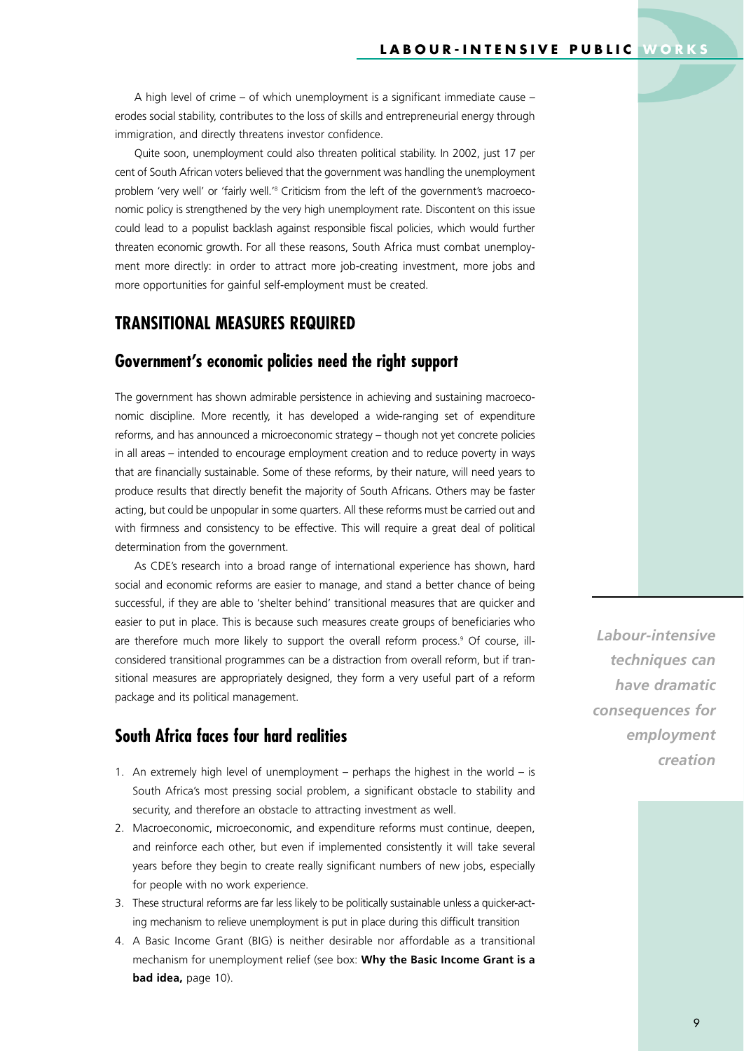A high level of crime – of which unemployment is a significant immediate cause – erodes social stability, contributes to the loss of skills and entrepreneurial energy through immigration, and directly threatens investor confidence.

Quite soon, unemployment could also threaten political stability. In 2002, just 17 per cent of South African voters believed that the government was handling the unemployment problem 'very well' or 'fairly well.'[8] Criticism from the left of the government's macroeconomic policy is strengthened by the very high unemployment rate. Discontent on this issue could lead to a populist backlash against responsible fiscal policies, which would further threaten economic growth. For all these reasons, South Africa must combat unemployment more directly: in order to attract more job-creating investment, more jobs and more opportunities for gainful self-employment must be created.

## TRANSITIONAL MEASURES REQUIRED

### Government's economic policies need the right support

The government has shown admirable persistence in achieving and sustaining macroeconomic discipline. More recently, it has developed a wide-ranging set of expenditure reforms, and has announced a microeconomic strategy – though not yet concrete policies in all areas – intended to encourage employment creation and to reduce poverty in ways that are financially sustainable. Some of these reforms, by their nature, will need years to produce results that directly benefit the majority of South Africans. Others may be faster acting, but could be unpopular in some quarters. All these reforms must be carried out and with firmness and consistency to be effective. This will require a great deal of political determination from the government.

As CDE's research into a broad range of international experience has shown, hard social and economic reforms are easier to manage, and stand a better chance of being successful, if they are able to 'shelter behind' transitional measures that are quicker and easier to put in place. This is because such measures create groups of beneficiaries who are therefore much more likely to support the overall reform process.[9] Of course, ill-considered transitional programmes can be a distraction from overall reform, but if transitional measures are appropriately designed, they form a very useful part of a reform package and its political management.

*Labour-intensive techniques can have dramatic consequences for employment creation*

### South Africa faces four hard realities

1. An extremely high level of unemployment – perhaps the highest in the world – is South Africa's most pressing social problem, a significant obstacle to stability and security, and therefore an obstacle to attracting investment as well.
2. Macroeconomic, microeconomic, and expenditure reforms must continue, deepen, and reinforce each other, but even if implemented consistently it will take several years before they begin to create really significant numbers of new jobs, especially for people with no work experience.
3. These structural reforms are far less likely to be politically sustainable unless a quicker-acting mechanism to relieve unemployment is put in place during this difficult transition
4. A Basic Income Grant (BIG) is neither desirable nor affordable as a transitional mechanism for unemployment relief (see box: **Why the Basic Income Grant is a bad idea,** page 10).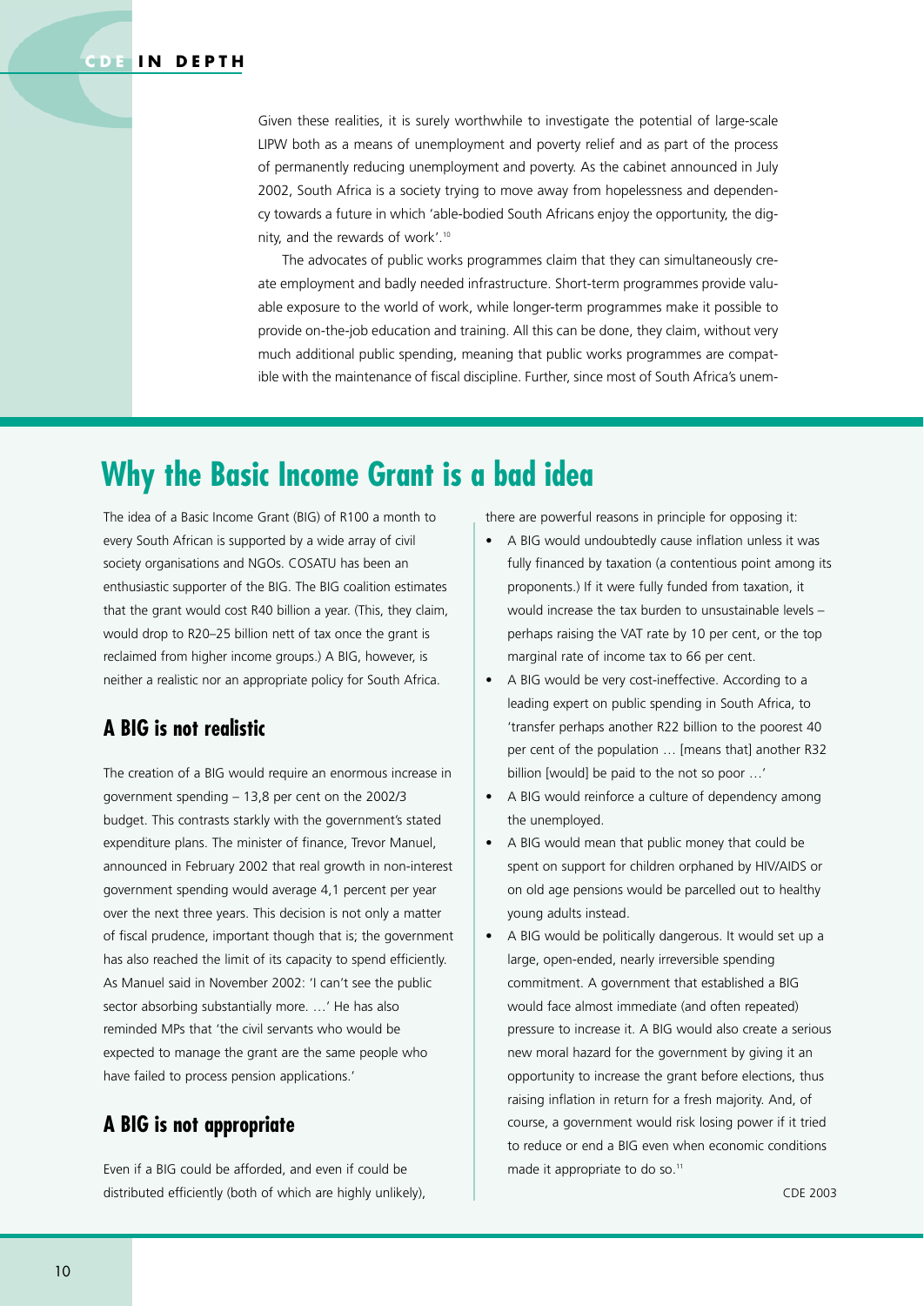Given these realities, it is surely worthwhile to investigate the potential of large-scale LIPW both as a means of unemployment and poverty relief and as part of the process of permanently reducing unemployment and poverty. As the cabinet announced in July 2002, South Africa is a society trying to move away from hopelessness and dependency towards a future in which 'able-bodied South Africans enjoy the opportunity, the dignity, and the rewards of work'.[10]

The advocates of public works programmes claim that they can simultaneously create employment and badly needed infrastructure. Short-term programmes provide valuable exposure to the world of work, while longer-term programmes make it possible to provide on-the-job education and training. All this can be done, they claim, without very much additional public spending, meaning that public works programmes are compatible with the maintenance of fiscal discipline. Further, since most of South Africa's unem-

## Why the Basic Income Grant is a bad idea

The idea of a Basic Income Grant (BIG) of R100 a month to every South African is supported by a wide array of civil society organisations and NGOs. COSATU has been an enthusiastic supporter of the BIG. The BIG coalition estimates that the grant would cost R40 billion a year. (This, they claim, would drop to R20–25 billion nett of tax once the grant is reclaimed from higher income groups.) A BIG, however, is neither a realistic nor an appropriate policy for South Africa.

### A BIG is not realistic

The creation of a BIG would require an enormous increase in government spending – 13,8 per cent on the 2002/3 budget. This contrasts starkly with the government's stated expenditure plans. The minister of finance, Trevor Manuel, announced in February 2002 that real growth in non-interest government spending would average 4,1 percent per year over the next three years. This decision is not only a matter of fiscal prudence, important though that is; the government has also reached the limit of its capacity to spend efficiently. As Manuel said in November 2002: 'I can't see the public sector absorbing substantially more. …' He has also reminded MPs that 'the civil servants who would be expected to manage the grant are the same people who have failed to process pension applications.'

### A BIG is not appropriate

Even if a BIG could be afforded, and even if could be distributed efficiently (both of which are highly unlikely), there are powerful reasons in principle for opposing it:

- A BIG would undoubtedly cause inflation unless it was fully financed by taxation (a contentious point among its proponents.) If it were fully funded from taxation, it would increase the tax burden to unsustainable levels – perhaps raising the VAT rate by 10 per cent, or the top marginal rate of income tax to 66 per cent.
- A BIG would be very cost-ineffective. According to a leading expert on public spending in South Africa, to 'transfer perhaps another R22 billion to the poorest 40 per cent of the population … [means that] another R32 billion [would] be paid to the not so poor …'
- A BIG would reinforce a culture of dependency among the unemployed.
- A BIG would mean that public money that could be spent on support for children orphaned by HIV/AIDS or on old age pensions would be parcelled out to healthy young adults instead.
- A BIG would be politically dangerous. It would set up a large, open-ended, nearly irreversible spending commitment. A government that established a BIG would face almost immediate (and often repeated) pressure to increase it. A BIG would also create a serious new moral hazard for the government by giving it an opportunity to increase the grant before elections, thus raising inflation in return for a fresh majority. And, of course, a government would risk losing power if it tried to reduce or end a BIG even when economic conditions made it appropriate to do so.[11]

CDE 2003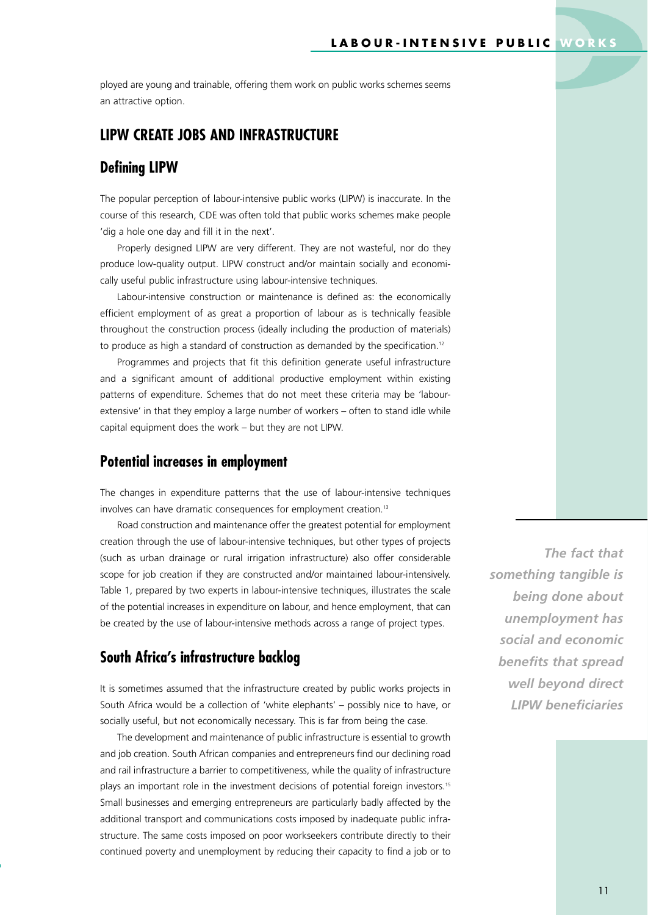ployed are young and trainable, offering them work on public works schemes seems an attractive option.

## LIPW CREATE JOBS AND INFRASTRUCTURE

### Defining LIPW

The popular perception of labour-intensive public works (LIPW) is inaccurate. In the course of this research, CDE was often told that public works schemes make people 'dig a hole one day and fill it in the next'.

Properly designed LIPW are very different. They are not wasteful, nor do they produce low-quality output. LIPW construct and/or maintain socially and economically useful public infrastructure using labour-intensive techniques.

Labour-intensive construction or maintenance is defined as: the economically efficient employment of as great a proportion of labour as is technically feasible throughout the construction process (ideally including the production of materials) to produce as high a standard of construction as demanded by the specification.[12]

Programmes and projects that fit this definition generate useful infrastructure and a significant amount of additional productive employment within existing patterns of expenditure. Schemes that do not meet these criteria may be 'labour-extensive' in that they employ a large number of workers – often to stand idle while capital equipment does the work – but they are not LIPW.

### Potential increases in employment

The changes in expenditure patterns that the use of labour-intensive techniques involves can have dramatic consequences for employment creation.[13]

Road construction and maintenance offer the greatest potential for employment creation through the use of labour-intensive techniques, but other types of projects (such as urban drainage or rural irrigation infrastructure) also offer considerable scope for job creation if they are constructed and/or maintained labour-intensively. Table 1, prepared by two experts in labour-intensive techniques, illustrates the scale of the potential increases in expenditure on labour, and hence employment, that can be created by the use of labour-intensive methods across a range of project types.

*The fact that something tangible is being done about unemployment has social and economic benefits that spread well beyond direct LIPW beneficiaries*

### South Africa's infrastructure backlog

It is sometimes assumed that the infrastructure created by public works projects in South Africa would be a collection of 'white elephants' – possibly nice to have, or socially useful, but not economically necessary. This is far from being the case.

The development and maintenance of public infrastructure is essential to growth and job creation. South African companies and entrepreneurs find our declining road and rail infrastructure a barrier to competitiveness, while the quality of infrastructure plays an important role in the investment decisions of potential foreign investors.[15] Small businesses and emerging entrepreneurs are particularly badly affected by the additional transport and communications costs imposed by inadequate public infrastructure. The same costs imposed on poor workseekers contribute directly to their continued poverty and unemployment by reducing their capacity to find a job or to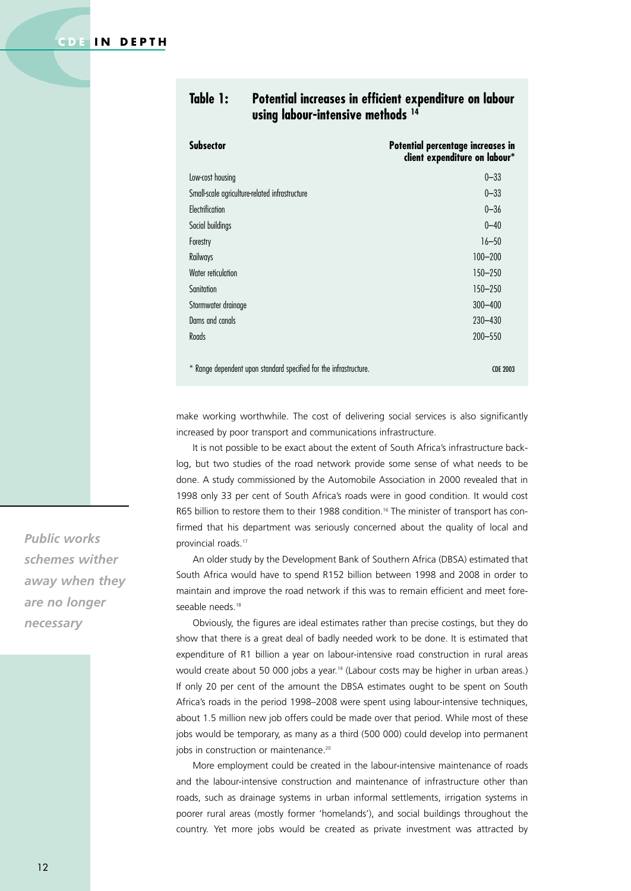**Table 1: Potential increases in efficient expenditure on labour using labour-intensive methods [14]**

| Subsector | Potential percentage increases in client expenditure on labour* |
|---|---|
| Low-cost housing | 0–33 |
| Small-scale agriculture-related infrastructure | 0–33 |
| Electrification | 0–36 |
| Social buildings | 0–40 |
| Forestry | 16–50 |
| Railways | 100–200 |
| Water reticulation | 150–250 |
| Sanitation | 150–250 |
| Stormwater drainage | 300–400 |
| Dams and canals | 230–430 |
| Roads | 200–550 |

\* Range dependent upon standard specified for the infrastructure.

CDE 2003

make working worthwhile. The cost of delivering social services is also significantly increased by poor transport and communications infrastructure.

It is not possible to be exact about the extent of South Africa's infrastructure backlog, but two studies of the road network provide some sense of what needs to be done. A study commissioned by the Automobile Association in 2000 revealed that in 1998 only 33 per cent of South Africa's roads were in good condition. It would cost R65 billion to restore them to their 1988 condition.[16] The minister of transport has confirmed that his department was seriously concerned about the quality of local and provincial roads.[17]

*Public works schemes wither away when they are no longer necessary*

An older study by the Development Bank of Southern Africa (DBSA) estimated that South Africa would have to spend R152 billion between 1998 and 2008 in order to maintain and improve the road network if this was to remain efficient and meet foreseeable needs.[18]

Obviously, the figures are ideal estimates rather than precise costings, but they do show that there is a great deal of badly needed work to be done. It is estimated that expenditure of R1 billion a year on labour-intensive road construction in rural areas would create about 50 000 jobs a year.[19] (Labour costs may be higher in urban areas.) If only 20 per cent of the amount the DBSA estimates ought to be spent on South Africa's roads in the period 1998–2008 were spent using labour-intensive techniques, about 1.5 million new job offers could be made over that period. While most of these jobs would be temporary, as many as a third (500 000) could develop into permanent jobs in construction or maintenance.[20]

More employment could be created in the labour-intensive maintenance of roads and the labour-intensive construction and maintenance of infrastructure other than roads, such as drainage systems in urban informal settlements, irrigation systems in poorer rural areas (mostly former 'homelands'), and social buildings throughout the country. Yet more jobs would be created as private investment was attracted by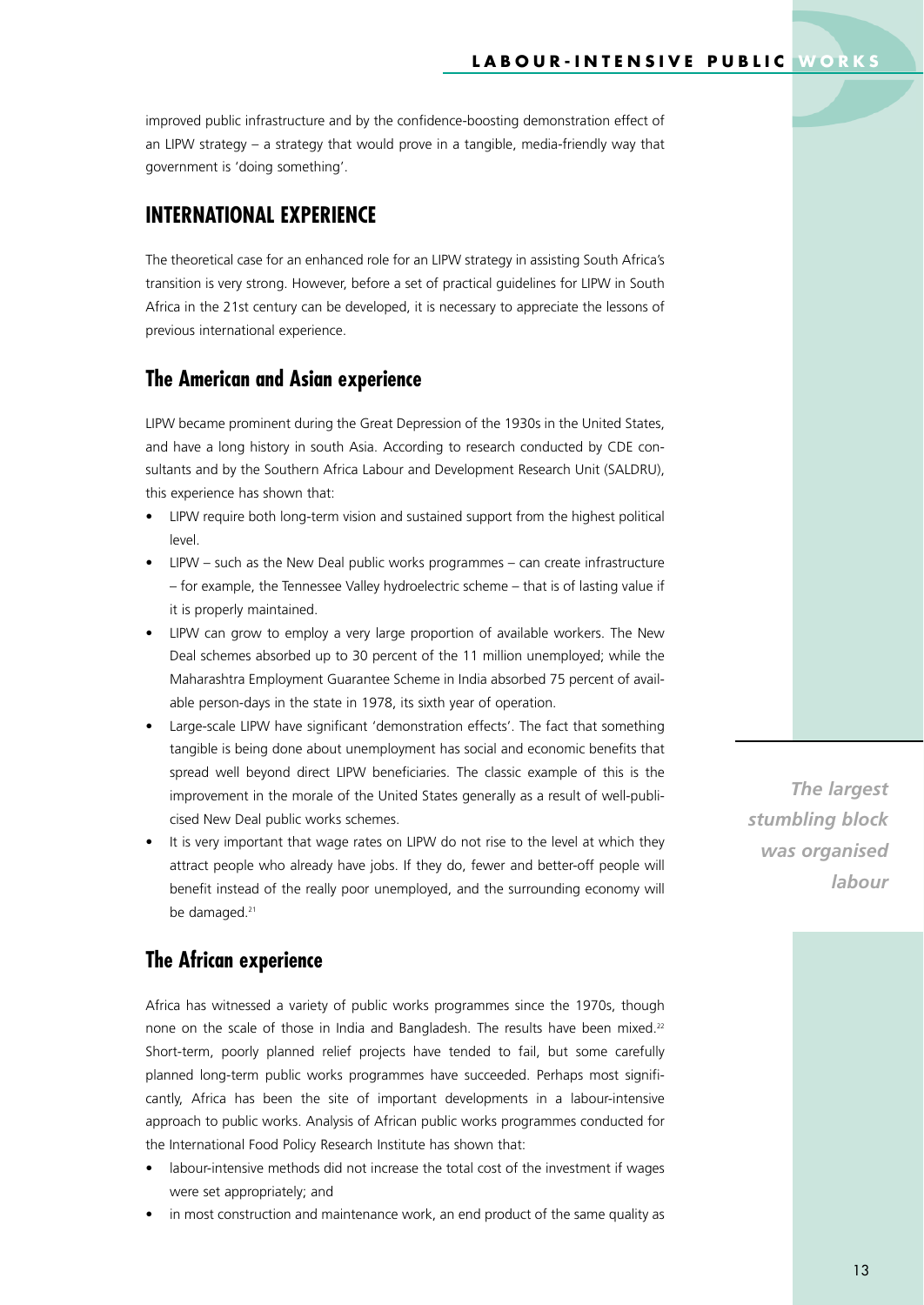improved public infrastructure and by the confidence-boosting demonstration effect of an LIPW strategy – a strategy that would prove in a tangible, media-friendly way that government is 'doing something'.

## INTERNATIONAL EXPERIENCE

The theoretical case for an enhanced role for an LIPW strategy in assisting South Africa's transition is very strong. However, before a set of practical guidelines for LIPW in South Africa in the 21st century can be developed, it is necessary to appreciate the lessons of previous international experience.

### The American and Asian experience

LIPW became prominent during the Great Depression of the 1930s in the United States, and have a long history in south Asia. According to research conducted by CDE consultants and by the Southern Africa Labour and Development Research Unit (SALDRU), this experience has shown that:

- LIPW require both long-term vision and sustained support from the highest political level.
- LIPW – such as the New Deal public works programmes – can create infrastructure – for example, the Tennessee Valley hydroelectric scheme – that is of lasting value if it is properly maintained.
- LIPW can grow to employ a very large proportion of available workers. The New Deal schemes absorbed up to 30 percent of the 11 million unemployed; while the Maharashtra Employment Guarantee Scheme in India absorbed 75 percent of available person-days in the state in 1978, its sixth year of operation.
- Large-scale LIPW have significant 'demonstration effects'. The fact that something tangible is being done about unemployment has social and economic benefits that spread well beyond direct LIPW beneficiaries. The classic example of this is the improvement in the morale of the United States generally as a result of well-publicised New Deal public works schemes.
- It is very important that wage rates on LIPW do not rise to the level at which they attract people who already have jobs. If they do, fewer and better-off people will benefit instead of the really poor unemployed, and the surrounding economy will be damaged.[21]

*The largest stumbling block was organised labour*

### The African experience

Africa has witnessed a variety of public works programmes since the 1970s, though none on the scale of those in India and Bangladesh. The results have been mixed.[22] Short-term, poorly planned relief projects have tended to fail, but some carefully planned long-term public works programmes have succeeded. Perhaps most significantly, Africa has been the site of important developments in a labour-intensive approach to public works. Analysis of African public works programmes conducted for the International Food Policy Research Institute has shown that:

- labour-intensive methods did not increase the total cost of the investment if wages were set appropriately; and
- in most construction and maintenance work, an end product of the same quality as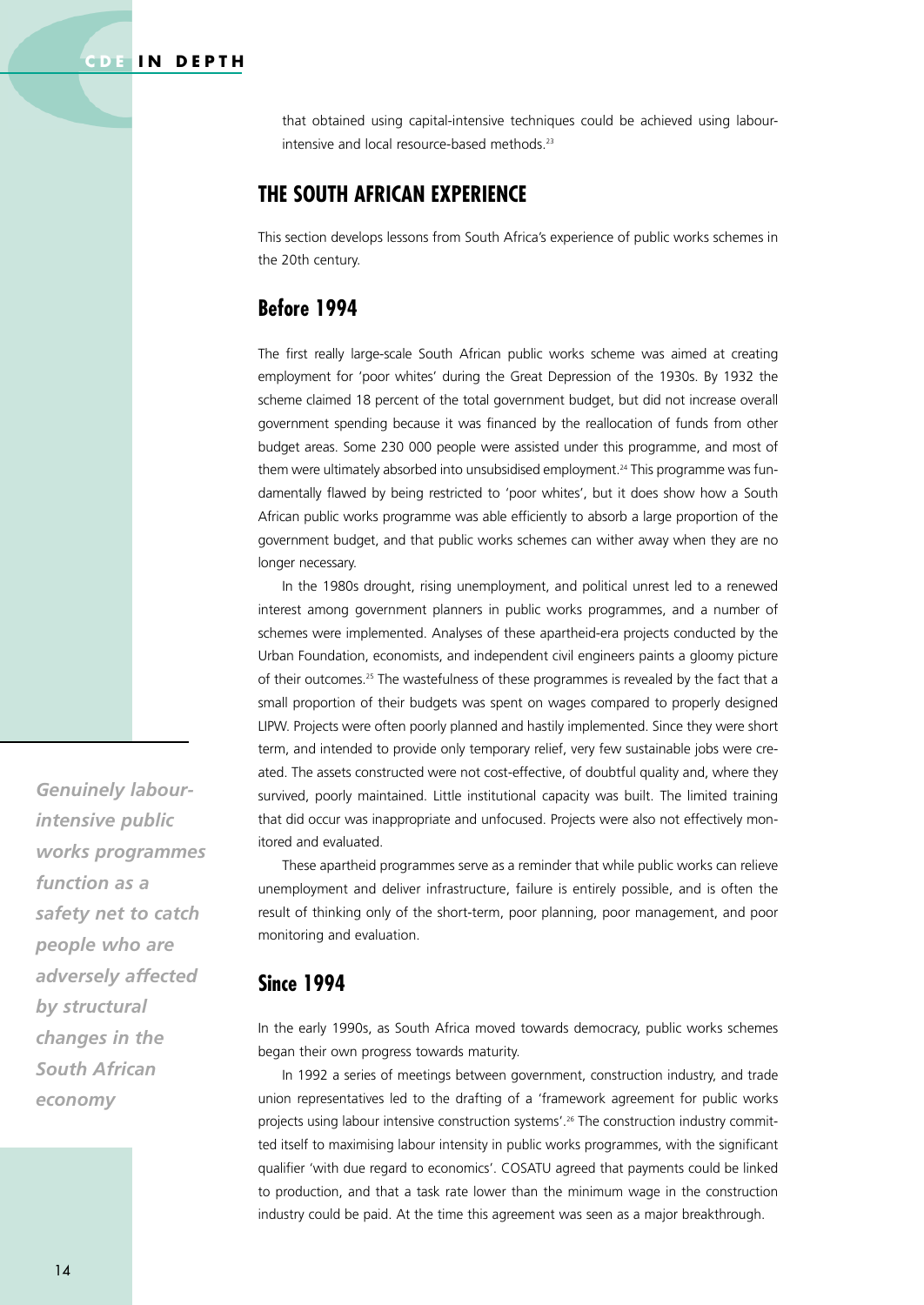that obtained using capital-intensive techniques could be achieved using labour-intensive and local resource-based methods.[23]

## THE SOUTH AFRICAN EXPERIENCE

This section develops lessons from South Africa's experience of public works schemes in the 20th century.

### Before 1994

The first really large-scale South African public works scheme was aimed at creating employment for 'poor whites' during the Great Depression of the 1930s. By 1932 the scheme claimed 18 percent of the total government budget, but did not increase overall government spending because it was financed by the reallocation of funds from other budget areas. Some 230 000 people were assisted under this programme, and most of them were ultimately absorbed into unsubsidised employment.[24] This programme was fundamentally flawed by being restricted to 'poor whites', but it does show how a South African public works programme was able efficiently to absorb a large proportion of the government budget, and that public works schemes can wither away when they are no longer necessary.

In the 1980s drought, rising unemployment, and political unrest led to a renewed interest among government planners in public works programmes, and a number of schemes were implemented. Analyses of these apartheid-era projects conducted by the Urban Foundation, economists, and independent civil engineers paints a gloomy picture of their outcomes.[25] The wastefulness of these programmes is revealed by the fact that a small proportion of their budgets was spent on wages compared to properly designed LIPW. Projects were often poorly planned and hastily implemented. Since they were short term, and intended to provide only temporary relief, very few sustainable jobs were created. The assets constructed were not cost-effective, of doubtful quality and, where they survived, poorly maintained. Little institutional capacity was built. The limited training that did occur was inappropriate and unfocused. Projects were also not effectively monitored and evaluated.

*Genuinely labour-intensive public works programmes function as a safety net to catch people who are adversely affected by structural changes in the South African economy*

These apartheid programmes serve as a reminder that while public works can relieve unemployment and deliver infrastructure, failure is entirely possible, and is often the result of thinking only of the short-term, poor planning, poor management, and poor monitoring and evaluation.

### Since 1994

In the early 1990s, as South Africa moved towards democracy, public works schemes began their own progress towards maturity.

In 1992 a series of meetings between government, construction industry, and trade union representatives led to the drafting of a 'framework agreement for public works projects using labour intensive construction systems'.[26] The construction industry committed itself to maximising labour intensity in public works programmes, with the significant qualifier 'with due regard to economics'. COSATU agreed that payments could be linked to production, and that a task rate lower than the minimum wage in the construction industry could be paid. At the time this agreement was seen as a major breakthrough.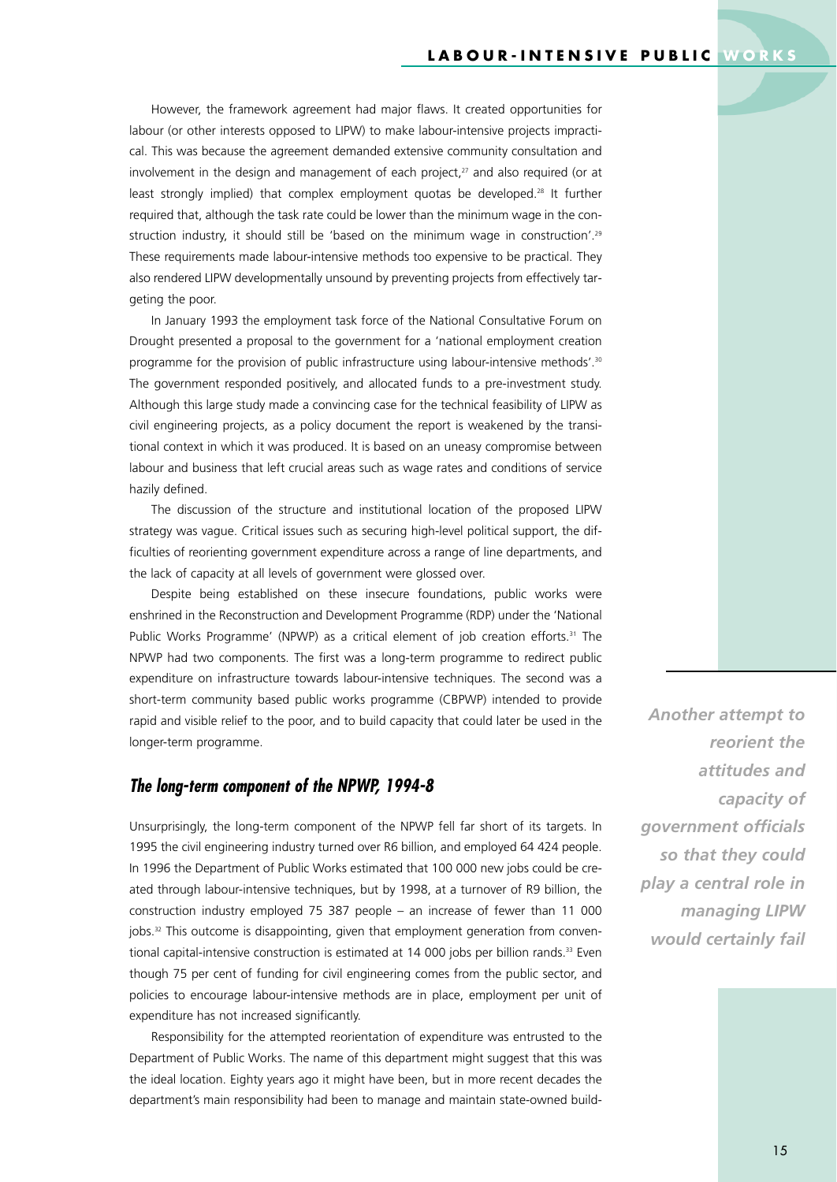However, the framework agreement had major flaws. It created opportunities for labour (or other interests opposed to LIPW) to make labour-intensive projects impractical. This was because the agreement demanded extensive community consultation and involvement in the design and management of each project,[27] and also required (or at least strongly implied) that complex employment quotas be developed.[28] It further required that, although the task rate could be lower than the minimum wage in the construction industry, it should still be 'based on the minimum wage in construction'.[29] These requirements made labour-intensive methods too expensive to be practical. They also rendered LIPW developmentally unsound by preventing projects from effectively targeting the poor.

In January 1993 the employment task force of the National Consultative Forum on Drought presented a proposal to the government for a 'national employment creation programme for the provision of public infrastructure using labour-intensive methods'.[30] The government responded positively, and allocated funds to a pre-investment study. Although this large study made a convincing case for the technical feasibility of LIPW as civil engineering projects, as a policy document the report is weakened by the transitional context in which it was produced. It is based on an uneasy compromise between labour and business that left crucial areas such as wage rates and conditions of service hazily defined.

The discussion of the structure and institutional location of the proposed LIPW strategy was vague. Critical issues such as securing high-level political support, the difficulties of reorienting government expenditure across a range of line departments, and the lack of capacity at all levels of government were glossed over.

Despite being established on these insecure foundations, public works were enshrined in the Reconstruction and Development Programme (RDP) under the 'National Public Works Programme' (NPWP) as a critical element of job creation efforts.[31] The NPWP had two components. The first was a long-term programme to redirect public expenditure on infrastructure towards labour-intensive techniques. The second was a short-term community based public works programme (CBPWP) intended to provide rapid and visible relief to the poor, and to build capacity that could later be used in the longer-term programme.

## The long-term component of the NPWP, 1994-8

Unsurprisingly, the long-term component of the NPWP fell far short of its targets. In 1995 the civil engineering industry turned over R6 billion, and employed 64 424 people. In 1996 the Department of Public Works estimated that 100 000 new jobs could be created through labour-intensive techniques, but by 1998, at a turnover of R9 billion, the construction industry employed 75 387 people – an increase of fewer than 11 000 jobs.[32] This outcome is disappointing, given that employment generation from conventional capital-intensive construction is estimated at 14 000 jobs per billion rands.[33] Even though 75 per cent of funding for civil engineering comes from the public sector, and policies to encourage labour-intensive methods are in place, employment per unit of expenditure has not increased significantly.

*Another attempt to reorient the attitudes and capacity of government officials so that they could play a central role in managing LIPW would certainly fail*

Responsibility for the attempted reorientation of expenditure was entrusted to the Department of Public Works. The name of this department might suggest that this was the ideal location. Eighty years ago it might have been, but in more recent decades the department's main responsibility had been to manage and maintain state-owned build-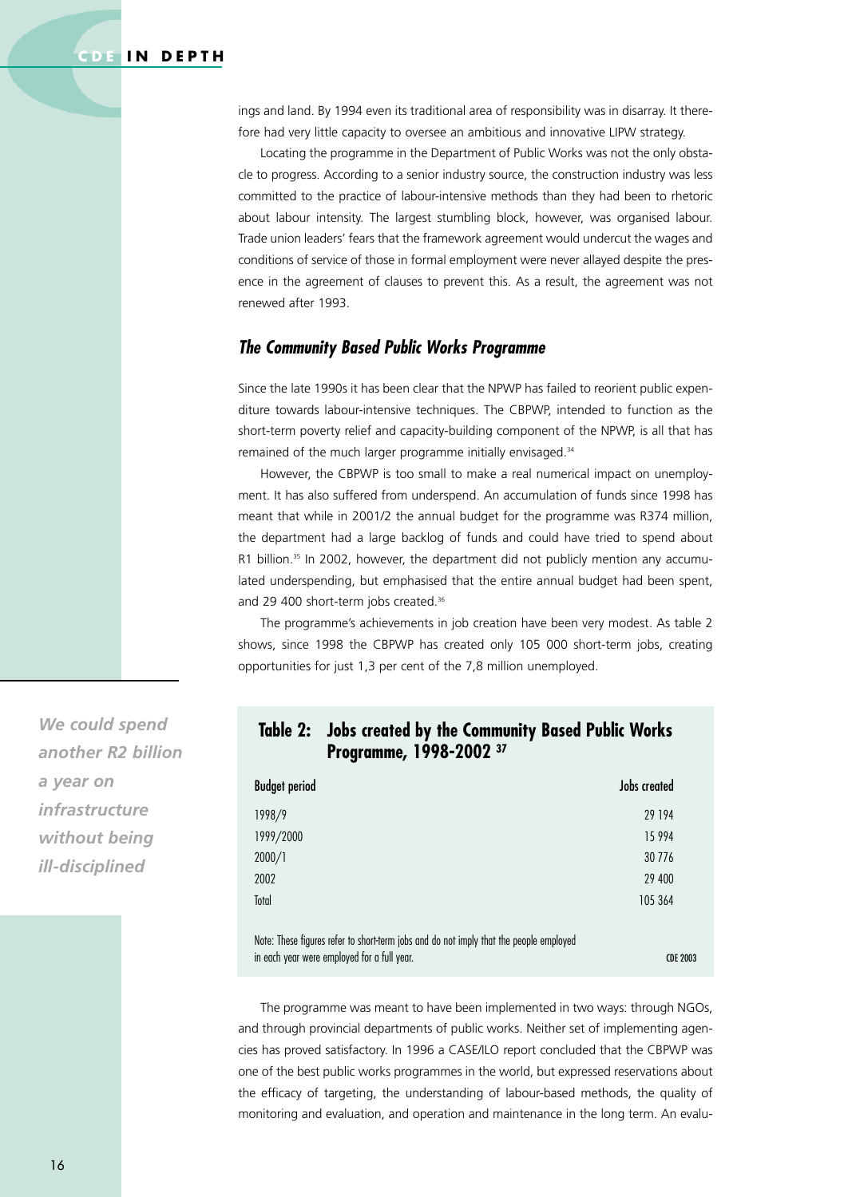ings and land. By 1994 even its traditional area of responsibility was in disarray. It therefore had very little capacity to oversee an ambitious and innovative LIPW strategy.

Locating the programme in the Department of Public Works was not the only obstacle to progress. According to a senior industry source, the construction industry was less committed to the practice of labour-intensive methods than they had been to rhetoric about labour intensity. The largest stumbling block, however, was organised labour. Trade union leaders' fears that the framework agreement would undercut the wages and conditions of service of those in formal employment were never allayed despite the presence in the agreement of clauses to prevent this. As a result, the agreement was not renewed after 1993.

### *The Community Based Public Works Programme*

Since the late 1990s it has been clear that the NPWP has failed to reorient public expenditure towards labour-intensive techniques. The CBPWP, intended to function as the short-term poverty relief and capacity-building component of the NPWP, is all that has remained of the much larger programme initially envisaged.[34]

However, the CBPWP is too small to make a real numerical impact on unemployment. It has also suffered from underspend. An accumulation of funds since 1998 has meant that while in 2001/2 the annual budget for the programme was R374 million, the department had a large backlog of funds and could have tried to spend about R1 billion.[35] In 2002, however, the department did not publicly mention any accumulated underspending, but emphasised that the entire annual budget had been spent, and 29 400 short-term jobs created.[36]

The programme's achievements in job creation have been very modest. As table 2 shows, since 1998 the CBPWP has created only 105 000 short-term jobs, creating opportunities for just 1,3 per cent of the 7,8 million unemployed.

*We could spend another R2 billion a year on infrastructure without being ill-disciplined*

**Table 2: Jobs created by the Community Based Public Works Programme, 1998-2002** [37]

| Budget period | Jobs created |
|---|---|
| 1998/9 | 29 194 |
| 1999/2000 | 15 994 |
| 2000/1 | 30 776 |
| 2002 | 29 400 |
| Total | 105 364 |

Note: These figures refer to short-term jobs and do not imply that the people employed in each year were employed for a full year.

CDE 2003

The programme was meant to have been implemented in two ways: through NGOs, and through provincial departments of public works. Neither set of implementing agencies has proved satisfactory. In 1996 a CASE/ILO report concluded that the CBPWP was one of the best public works programmes in the world, but expressed reservations about the efficacy of targeting, the understanding of labour-based methods, the quality of monitoring and evaluation, and operation and maintenance in the long term. An evalu-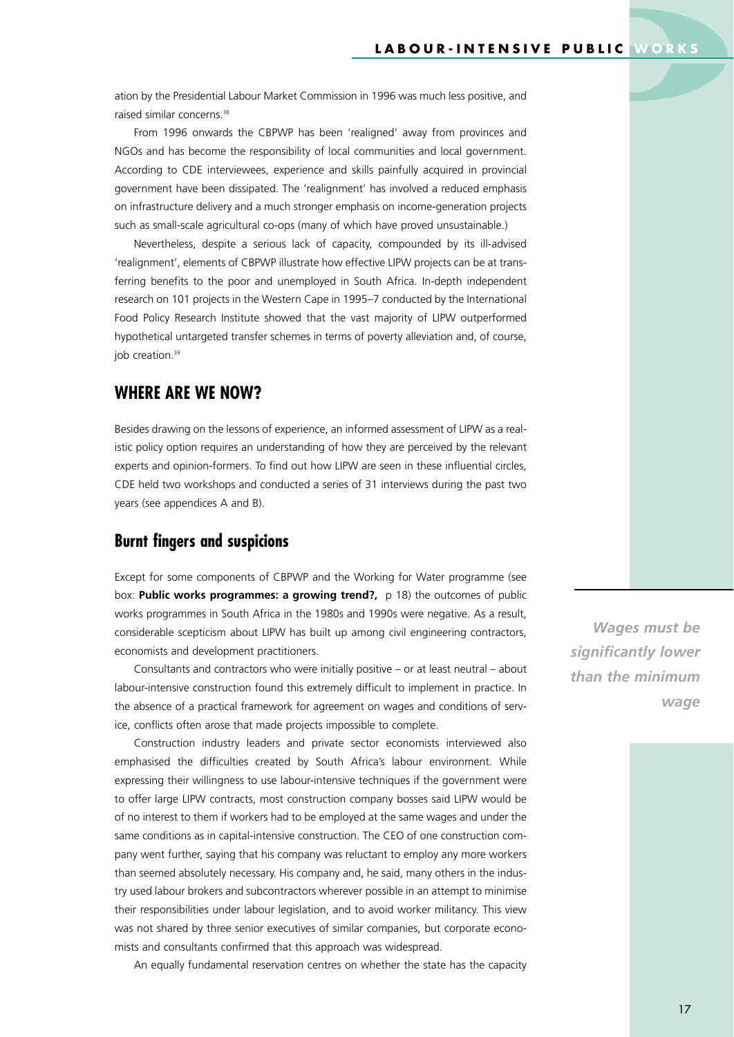ation by the Presidential Labour Market Commission in 1996 was much less positive, and raised similar concerns.[38]

From 1996 onwards the CBPWP has been 'realigned' away from provinces and NGOs and has become the responsibility of local communities and local government. According to CDE interviewees, experience and skills painfully acquired in provincial government have been dissipated. The 'realignment' has involved a reduced emphasis on infrastructure delivery and a much stronger emphasis on income-generation projects such as small-scale agricultural co-ops (many of which have proved unsustainable.)

Nevertheless, despite a serious lack of capacity, compounded by its ill-advised 'realignment', elements of CBPWP illustrate how effective LIPW projects can be at transferring benefits to the poor and unemployed in South Africa. In-depth independent research on 101 projects in the Western Cape in 1995–7 conducted by the International Food Policy Research Institute showed that the vast majority of LIPW outperformed hypothetical untargeted transfer schemes in terms of poverty alleviation and, of course, job creation.[39]

## WHERE ARE WE NOW?

Besides drawing on the lessons of experience, an informed assessment of LIPW as a realistic policy option requires an understanding of how they are perceived by the relevant experts and opinion-formers. To find out how LIPW are seen in these influential circles, CDE held two workshops and conducted a series of 31 interviews during the past two years (see appendices A and B).

### Burnt fingers and suspicions

Except for some components of CBPWP and the Working for Water programme (see box: **Public works programmes: a growing trend?,** p 18) the outcomes of public works programmes in South Africa in the 1980s and 1990s were negative. As a result, considerable scepticism about LIPW has built up among civil engineering contractors, economists and development practitioners.

*Wages must be significantly lower than the minimum wage*

Consultants and contractors who were initially positive – or at least neutral – about labour-intensive construction found this extremely difficult to implement in practice. In the absence of a practical framework for agreement on wages and conditions of service, conflicts often arose that made projects impossible to complete.

Construction industry leaders and private sector economists interviewed also emphasised the difficulties created by South Africa's labour environment. While expressing their willingness to use labour-intensive techniques if the government were to offer large LIPW contracts, most construction company bosses said LIPW would be of no interest to them if workers had to be employed at the same wages and under the same conditions as in capital-intensive construction. The CEO of one construction company went further, saying that his company was reluctant to employ any more workers than seemed absolutely necessary. His company and, he said, many others in the industry used labour brokers and subcontractors wherever possible in an attempt to minimise their responsibilities under labour legislation, and to avoid worker militancy. This view was not shared by three senior executives of similar companies, but corporate economists and consultants confirmed that this approach was widespread.

An equally fundamental reservation centres on whether the state has the capacity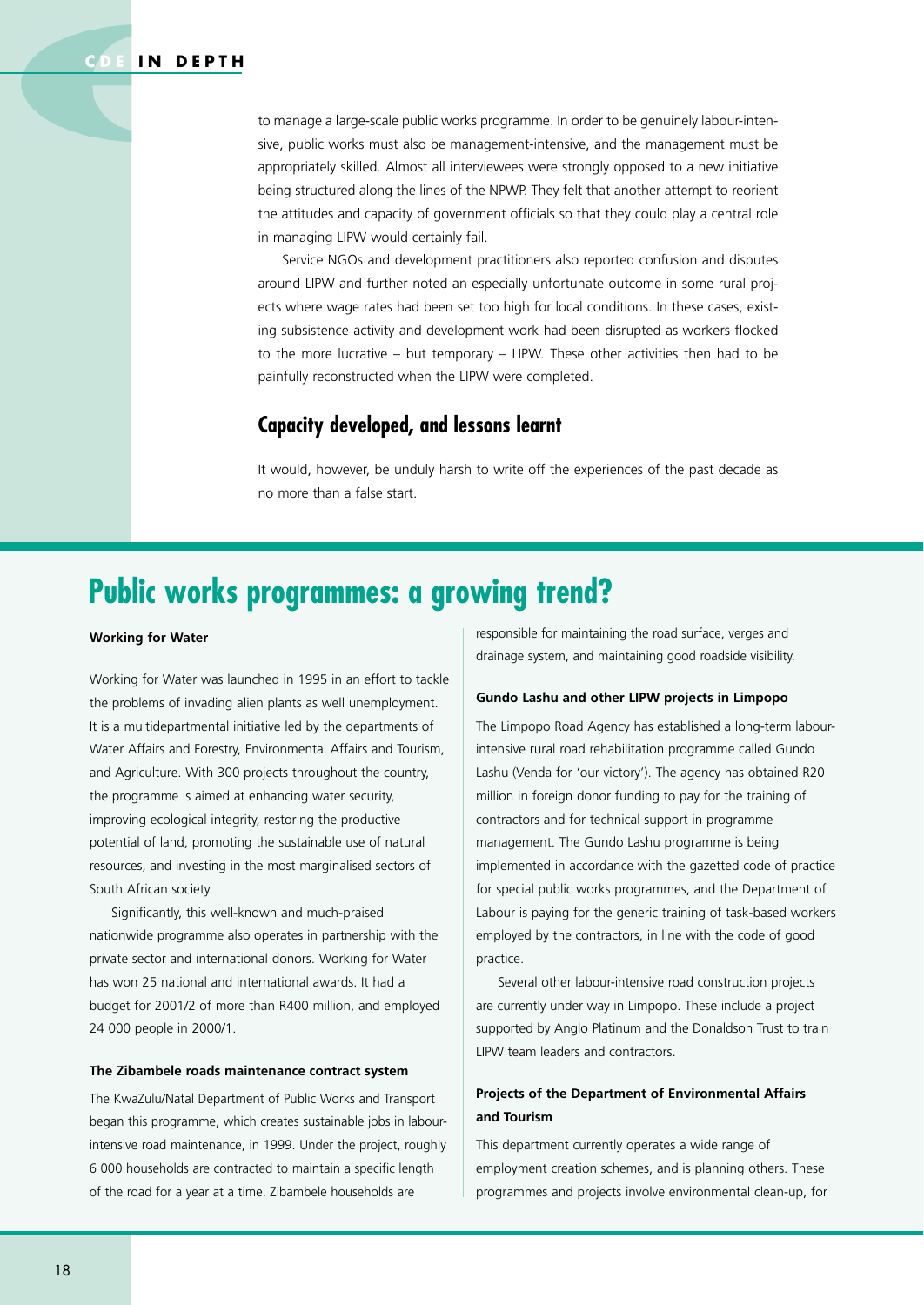to manage a large-scale public works programme. In order to be genuinely labour-intensive, public works must also be management-intensive, and the management must be appropriately skilled. Almost all interviewees were strongly opposed to a new initiative being structured along the lines of the NPWP. They felt that another attempt to reorient the attitudes and capacity of government officials so that they could play a central role in managing LIPW would certainly fail.

Service NGOs and development practitioners also reported confusion and disputes around LIPW and further noted an especially unfortunate outcome in some rural projects where wage rates had been set too high for local conditions. In these cases, existing subsistence activity and development work had been disrupted as workers flocked to the more lucrative – but temporary – LIPW. These other activities then had to be painfully reconstructed when the LIPW were completed.

## Capacity developed, and lessons learnt

It would, however, be unduly harsh to write off the experiences of the past decade as no more than a false start.

## Public works programmes: a growing trend?

**Working for Water**

Working for Water was launched in 1995 in an effort to tackle the problems of invading alien plants as well unemployment. It is a multidepartmental initiative led by the departments of Water Affairs and Forestry, Environmental Affairs and Tourism, and Agriculture. With 300 projects throughout the country, the programme is aimed at enhancing water security, improving ecological integrity, restoring the productive potential of land, promoting the sustainable use of natural resources, and investing in the most marginalised sectors of South African society.

Significantly, this well-known and much-praised nationwide programme also operates in partnership with the private sector and international donors. Working for Water has won 25 national and international awards. It had a budget for 2001/2 of more than R400 million, and employed 24 000 people in 2000/1.

**The Zibambele roads maintenance contract system**

The KwaZulu/Natal Department of Public Works and Transport began this programme, which creates sustainable jobs in labour-intensive road maintenance, in 1999. Under the project, roughly 6 000 households are contracted to maintain a specific length of the road for a year at a time. Zibambele households are responsible for maintaining the road surface, verges and drainage system, and maintaining good roadside visibility.

**Gundo Lashu and other LIPW projects in Limpopo**

The Limpopo Road Agency has established a long-term labour-intensive rural road rehabilitation programme called Gundo Lashu (Venda for 'our victory'). The agency has obtained R20 million in foreign donor funding to pay for the training of contractors and for technical support in programme management. The Gundo Lashu programme is being implemented in accordance with the gazetted code of practice for special public works programmes, and the Department of Labour is paying for the generic training of task-based workers employed by the contractors, in line with the code of good practice.

Several other labour-intensive road construction projects are currently under way in Limpopo. These include a project supported by Anglo Platinum and the Donaldson Trust to train LIPW team leaders and contractors.

**Projects of the Department of Environmental Affairs and Tourism**

This department currently operates a wide range of employment creation schemes, and is planning others. These programmes and projects involve environmental clean-up, for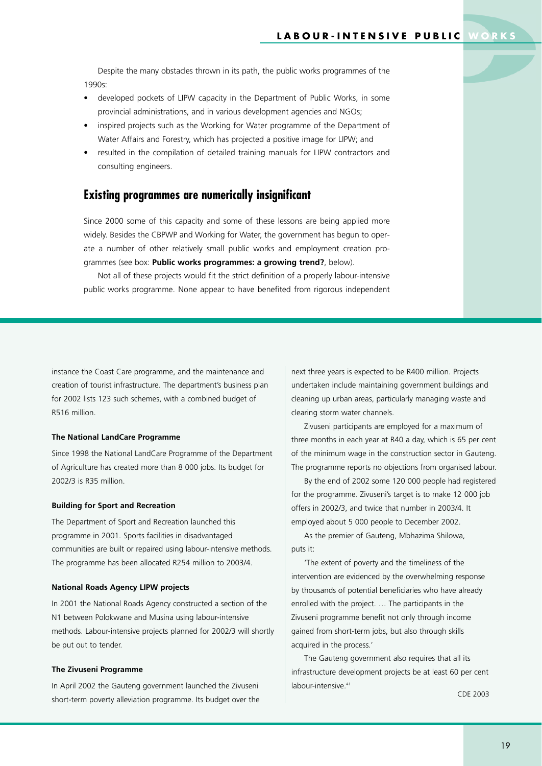Despite the many obstacles thrown in its path, the public works programmes of the 1990s:

- developed pockets of LIPW capacity in the Department of Public Works, in some provincial administrations, and in various development agencies and NGOs;
- inspired projects such as the Working for Water programme of the Department of Water Affairs and Forestry, which has projected a positive image for LIPW; and
- resulted in the compilation of detailed training manuals for LIPW contractors and consulting engineers.

## Existing programmes are numerically insignificant

Since 2000 some of this capacity and some of these lessons are being applied more widely. Besides the CBPWP and Working for Water, the government has begun to operate a number of other relatively small public works and employment creation programmes (see box: **Public works programmes: a growing trend?**, below).

Not all of these projects would fit the strict definition of a properly labour-intensive public works programme. None appear to have benefited from rigorous independent

---

instance the Coast Care programme, and the maintenance and creation of tourist infrastructure. The department's business plan for 2002 lists 123 such schemes, with a combined budget of R516 million.

**The National LandCare Programme**

Since 1998 the National LandCare Programme of the Department of Agriculture has created more than 8 000 jobs. Its budget for 2002/3 is R35 million.

**Building for Sport and Recreation**

The Department of Sport and Recreation launched this programme in 2001. Sports facilities in disadvantaged communities are built or repaired using labour-intensive methods. The programme has been allocated R254 million to 2003/4.

**National Roads Agency LIPW projects**

In 2001 the National Roads Agency constructed a section of the N1 between Polokwane and Musina using labour-intensive methods. Labour-intensive projects planned for 2002/3 will shortly be put out to tender.

**The Zivuseni Programme**

In April 2002 the Gauteng government launched the Zivuseni short-term poverty alleviation programme. Its budget over the next three years is expected to be R400 million. Projects undertaken include maintaining government buildings and cleaning up urban areas, particularly managing waste and clearing storm water channels.

Zivuseni participants are employed for a maximum of three months in each year at R40 a day, which is 65 per cent of the minimum wage in the construction sector in Gauteng. The programme reports no objections from organised labour.

By the end of 2002 some 120 000 people had registered for the programme. Zivuseni's target is to make 12 000 job offers in 2002/3, and twice that number in 2003/4. It employed about 5 000 people to December 2002.

As the premier of Gauteng, Mbhazima Shilowa, puts it:

'The extent of poverty and the timeliness of the intervention are evidenced by the overwhelming response by thousands of potential beneficiaries who have already enrolled with the project. … The participants in the Zivuseni programme benefit not only through income gained from short-term jobs, but also through skills acquired in the process.'

The Gauteng government also requires that all its infrastructure development projects be at least 60 per cent labour-intensive.[41]

CDE 2003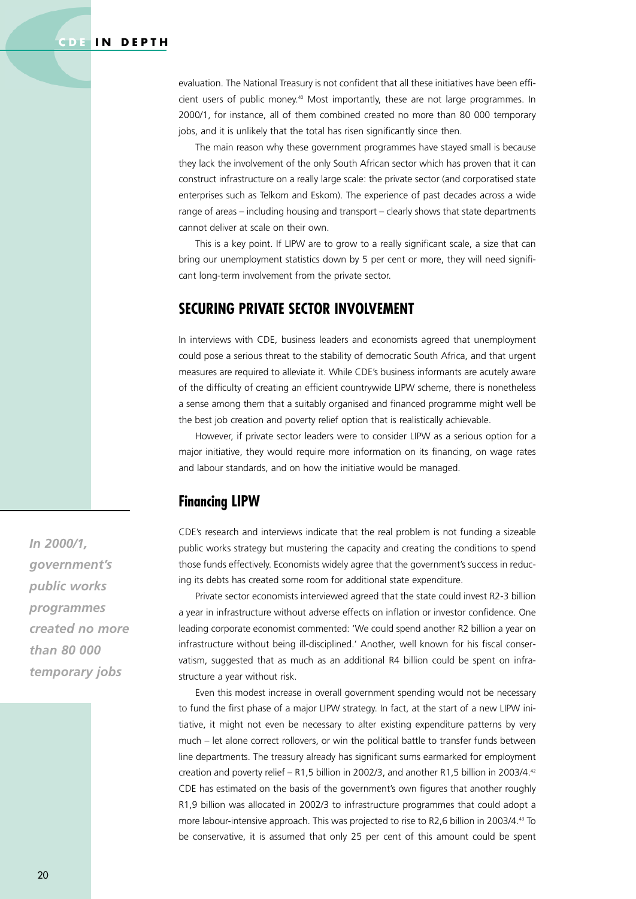evaluation. The National Treasury is not confident that all these initiatives have been efficient users of public money.[40] Most importantly, these are not large programmes. In 2000/1, for instance, all of them combined created no more than 80 000 temporary jobs, and it is unlikely that the total has risen significantly since then.

The main reason why these government programmes have stayed small is because they lack the involvement of the only South African sector which has proven that it can construct infrastructure on a really large scale: the private sector (and corporatised state enterprises such as Telkom and Eskom). The experience of past decades across a wide range of areas – including housing and transport – clearly shows that state departments cannot deliver at scale on their own.

This is a key point. If LIPW are to grow to a really significant scale, a size that can bring our unemployment statistics down by 5 per cent or more, they will need significant long-term involvement from the private sector.

## SECURING PRIVATE SECTOR INVOLVEMENT

In interviews with CDE, business leaders and economists agreed that unemployment could pose a serious threat to the stability of democratic South Africa, and that urgent measures are required to alleviate it. While CDE's business informants are acutely aware of the difficulty of creating an efficient countrywide LIPW scheme, there is nonetheless a sense among them that a suitably organised and financed programme might well be the best job creation and poverty relief option that is realistically achievable.

However, if private sector leaders were to consider LIPW as a serious option for a major initiative, they would require more information on its financing, on wage rates and labour standards, and on how the initiative would be managed.

### Financing LIPW

*In 2000/1, government's public works programmes created no more than 80 000 temporary jobs*

CDE's research and interviews indicate that the real problem is not funding a sizeable public works strategy but mustering the capacity and creating the conditions to spend those funds effectively. Economists widely agree that the government's success in reducing its debts has created some room for additional state expenditure.

Private sector economists interviewed agreed that the state could invest R2-3 billion a year in infrastructure without adverse effects on inflation or investor confidence. One leading corporate economist commented: 'We could spend another R2 billion a year on infrastructure without being ill-disciplined.' Another, well known for his fiscal conservatism, suggested that as much as an additional R4 billion could be spent on infrastructure a year without risk.

Even this modest increase in overall government spending would not be necessary to fund the first phase of a major LIPW strategy. In fact, at the start of a new LIPW initiative, it might not even be necessary to alter existing expenditure patterns by very much – let alone correct rollovers, or win the political battle to transfer funds between line departments. The treasury already has significant sums earmarked for employment creation and poverty relief – R1,5 billion in 2002/3, and another R1,5 billion in 2003/4.[42] CDE has estimated on the basis of the government's own figures that another roughly R1,9 billion was allocated in 2002/3 to infrastructure programmes that could adopt a more labour-intensive approach. This was projected to rise to R2,6 billion in 2003/4.[43] To be conservative, it is assumed that only 25 per cent of this amount could be spent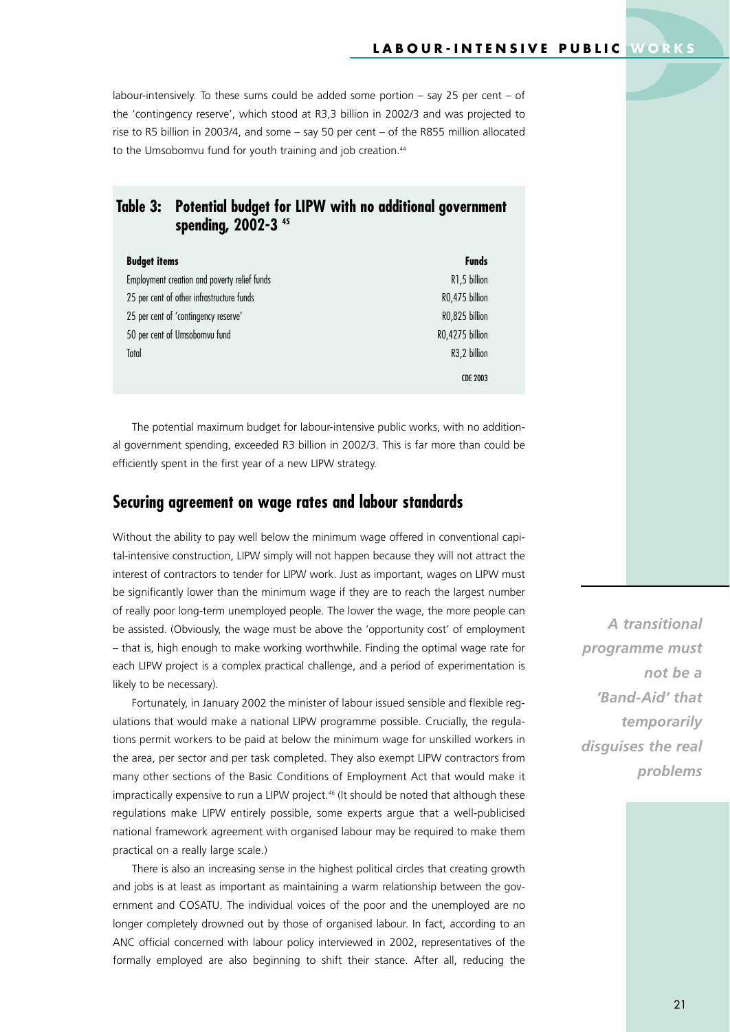labour-intensively. To these sums could be added some portion – say 25 per cent – of the 'contingency reserve', which stood at R3,3 billion in 2002/3 and was projected to rise to R5 billion in 2003/4, and some – say 50 per cent – of the R855 million allocated to the Umsobomvu fund for youth training and job creation.[44]

## Table 3: Potential budget for LIPW with no additional government spending, 2002-3 [45]

| Budget items | Funds |
|---|---|
| Employment creation and poverty relief funds | R1,5 billion |
| 25 per cent of other infrastructure funds | R0,475 billion |
| 25 per cent of 'contingency reserve' | R0,825 billion |
| 50 per cent of Umsobomvu fund | R0,4275 billion |
| Total | R3,2 billion |

CDE 2003

The potential maximum budget for labour-intensive public works, with no additional government spending, exceeded R3 billion in 2002/3. This is far more than could be efficiently spent in the first year of a new LIPW strategy.

## Securing agreement on wage rates and labour standards

Without the ability to pay well below the minimum wage offered in conventional capital-intensive construction, LIPW simply will not happen because they will not attract the interest of contractors to tender for LIPW work. Just as important, wages on LIPW must be significantly lower than the minimum wage if they are to reach the largest number of really poor long-term unemployed people. The lower the wage, the more people can be assisted. (Obviously, the wage must be above the 'opportunity cost' of employment – that is, high enough to make working worthwhile. Finding the optimal wage rate for each LIPW project is a complex practical challenge, and a period of experimentation is likely to be necessary).

*A transitional programme must not be a 'Band-Aid' that temporarily disguises the real problems*

Fortunately, in January 2002 the minister of labour issued sensible and flexible regulations that would make a national LIPW programme possible. Crucially, the regulations permit workers to be paid at below the minimum wage for unskilled workers in the area, per sector and per task completed. They also exempt LIPW contractors from many other sections of the Basic Conditions of Employment Act that would make it impractically expensive to run a LIPW project.[46] (It should be noted that although these regulations make LIPW entirely possible, some experts argue that a well-publicised national framework agreement with organised labour may be required to make them practical on a really large scale.)

There is also an increasing sense in the highest political circles that creating growth and jobs is at least as important as maintaining a warm relationship between the government and COSATU. The individual voices of the poor and the unemployed are no longer completely drowned out by those of organised labour. In fact, according to an ANC official concerned with labour policy interviewed in 2002, representatives of the formally employed are also beginning to shift their stance. After all, reducing the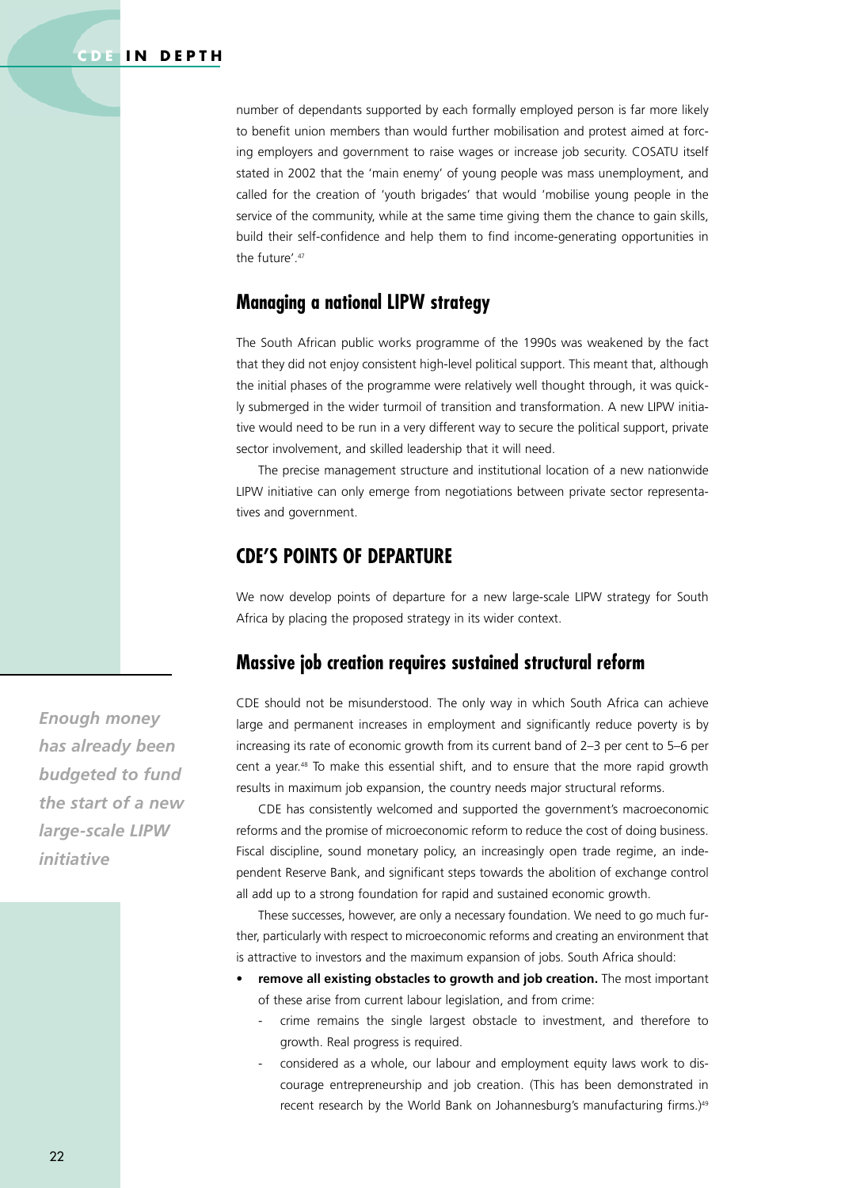number of dependants supported by each formally employed person is far more likely to benefit union members than would further mobilisation and protest aimed at forcing employers and government to raise wages or increase job security. COSATU itself stated in 2002 that the 'main enemy' of young people was mass unemployment, and called for the creation of 'youth brigades' that would 'mobilise young people in the service of the community, while at the same time giving them the chance to gain skills, build their self-confidence and help them to find income-generating opportunities in the future'.[47]

### Managing a national LIPW strategy

The South African public works programme of the 1990s was weakened by the fact that they did not enjoy consistent high-level political support. This meant that, although the initial phases of the programme were relatively well thought through, it was quickly submerged in the wider turmoil of transition and transformation. A new LIPW initiative would need to be run in a very different way to secure the political support, private sector involvement, and skilled leadership that it will need.

The precise management structure and institutional location of a new nationwide LIPW initiative can only emerge from negotiations between private sector representatives and government.

## CDE'S POINTS OF DEPARTURE

We now develop points of departure for a new large-scale LIPW strategy for South Africa by placing the proposed strategy in its wider context.

### Massive job creation requires sustained structural reform

*Enough money has already been budgeted to fund the start of a new large-scale LIPW initiative*

CDE should not be misunderstood. The only way in which South Africa can achieve large and permanent increases in employment and significantly reduce poverty is by increasing its rate of economic growth from its current band of 2–3 per cent to 5–6 per cent a year.[48] To make this essential shift, and to ensure that the more rapid growth results in maximum job expansion, the country needs major structural reforms.

CDE has consistently welcomed and supported the government's macroeconomic reforms and the promise of microeconomic reform to reduce the cost of doing business. Fiscal discipline, sound monetary policy, an increasingly open trade regime, an independent Reserve Bank, and significant steps towards the abolition of exchange control all add up to a strong foundation for rapid and sustained economic growth.

These successes, however, are only a necessary foundation. We need to go much further, particularly with respect to microeconomic reforms and creating an environment that is attractive to investors and the maximum expansion of jobs. South Africa should:

- **remove all existing obstacles to growth and job creation.** The most important of these arise from current labour legislation, and from crime:
  - crime remains the single largest obstacle to investment, and therefore to growth. Real progress is required.
  - considered as a whole, our labour and employment equity laws work to discourage entrepreneurship and job creation. (This has been demonstrated in recent research by the World Bank on Johannesburg's manufacturing firms.)[49]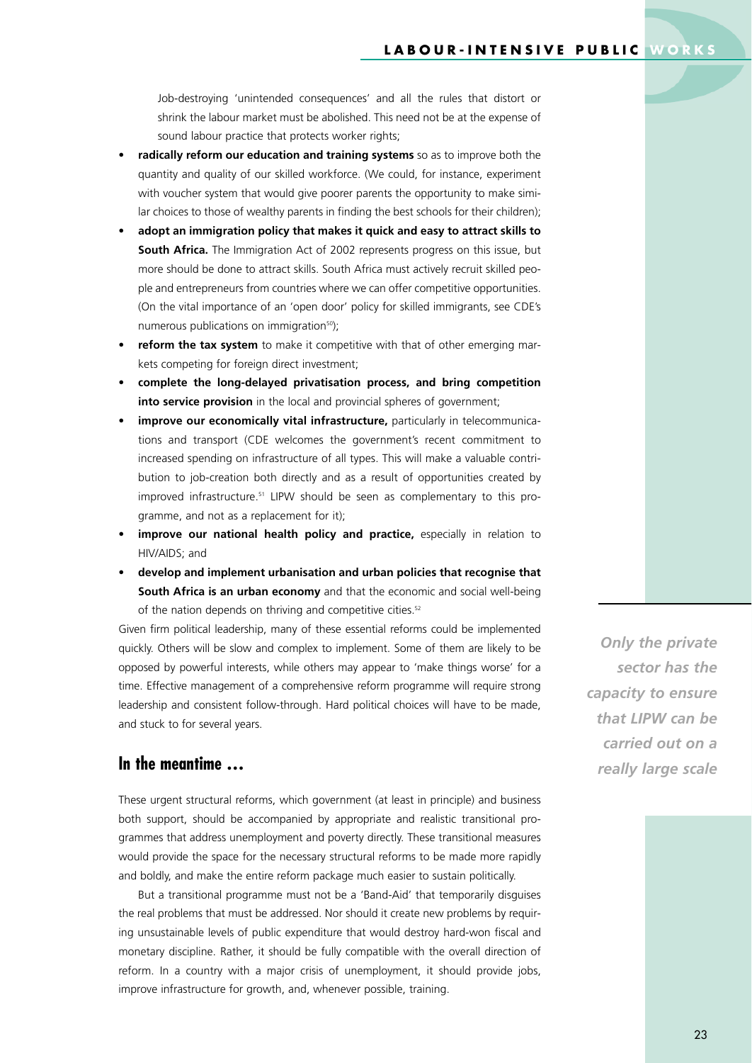Job-destroying 'unintended consequences' and all the rules that distort or shrink the labour market must be abolished. This need not be at the expense of sound labour practice that protects worker rights;

- **radically reform our education and training systems** so as to improve both the quantity and quality of our skilled workforce. (We could, for instance, experiment with voucher system that would give poorer parents the opportunity to make similar choices to those of wealthy parents in finding the best schools for their children);
- **adopt an immigration policy that makes it quick and easy to attract skills to South Africa.** The Immigration Act of 2002 represents progress on this issue, but more should be done to attract skills. South Africa must actively recruit skilled people and entrepreneurs from countries where we can offer competitive opportunities. (On the vital importance of an 'open door' policy for skilled immigrants, see CDE's numerous publications on immigration[50]);
- **reform the tax system** to make it competitive with that of other emerging markets competing for foreign direct investment;
- **complete the long-delayed privatisation process, and bring competition into service provision** in the local and provincial spheres of government;
- **improve our economically vital infrastructure,** particularly in telecommunications and transport (CDE welcomes the government's recent commitment to increased spending on infrastructure of all types. This will make a valuable contribution to job-creation both directly and as a result of opportunities created by improved infrastructure.[51] LIPW should be seen as complementary to this programme, and not as a replacement for it);
- **improve our national health policy and practice,** especially in relation to HIV/AIDS; and
- **develop and implement urbanisation and urban policies that recognise that South Africa is an urban economy** and that the economic and social well-being of the nation depends on thriving and competitive cities.[52]

Given firm political leadership, many of these essential reforms could be implemented quickly. Others will be slow and complex to implement. Some of them are likely to be opposed by powerful interests, while others may appear to 'make things worse' for a time. Effective management of a comprehensive reform programme will require strong leadership and consistent follow-through. Hard political choices will have to be made, and stuck to for several years.

*Only the private sector has the capacity to ensure that LIPW can be carried out on a really large scale*

## In the meantime …

These urgent structural reforms, which government (at least in principle) and business both support, should be accompanied by appropriate and realistic transitional programmes that address unemployment and poverty directly. These transitional measures would provide the space for the necessary structural reforms to be made more rapidly and boldly, and make the entire reform package much easier to sustain politically.

But a transitional programme must not be a 'Band-Aid' that temporarily disguises the real problems that must be addressed. Nor should it create new problems by requiring unsustainable levels of public expenditure that would destroy hard-won fiscal and monetary discipline. Rather, it should be fully compatible with the overall direction of reform. In a country with a major crisis of unemployment, it should provide jobs, improve infrastructure for growth, and, whenever possible, training.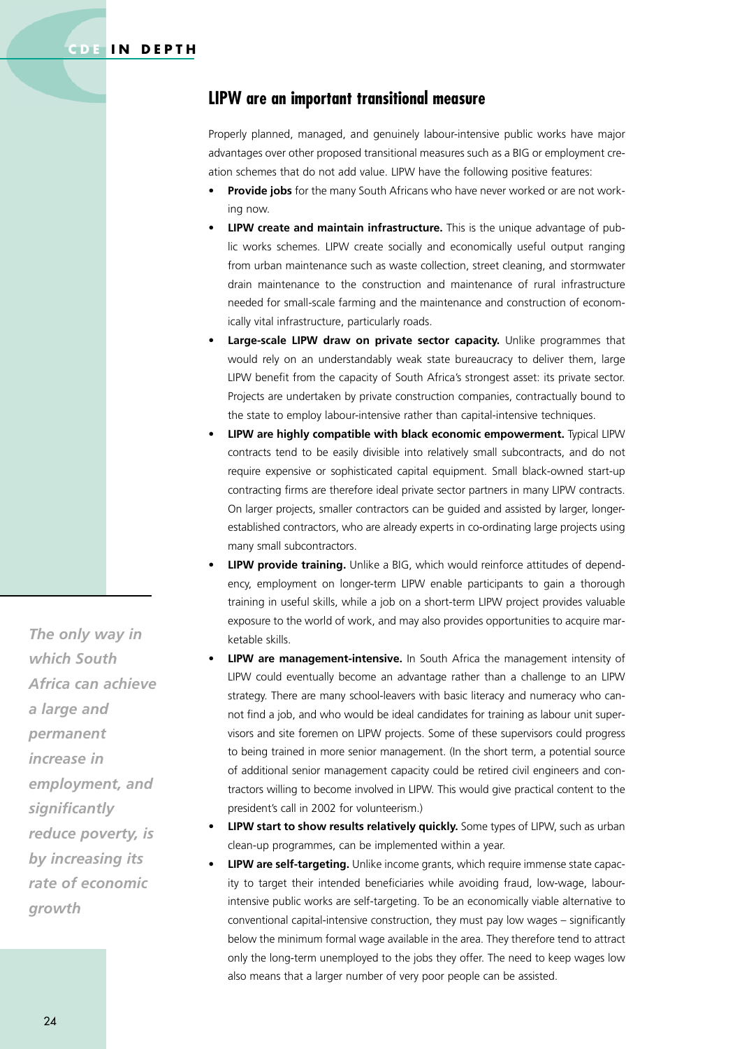## LIPW are an important transitional measure

Properly planned, managed, and genuinely labour-intensive public works have major advantages over other proposed transitional measures such as a BIG or employment creation schemes that do not add value. LIPW have the following positive features:

- **Provide jobs** for the many South Africans who have never worked or are not working now.
- **LIPW create and maintain infrastructure.** This is the unique advantage of public works schemes. LIPW create socially and economically useful output ranging from urban maintenance such as waste collection, street cleaning, and stormwater drain maintenance to the construction and maintenance of rural infrastructure needed for small-scale farming and the maintenance and construction of economically vital infrastructure, particularly roads.
- **Large-scale LIPW draw on private sector capacity.** Unlike programmes that would rely on an understandably weak state bureaucracy to deliver them, large LIPW benefit from the capacity of South Africa's strongest asset: its private sector. Projects are undertaken by private construction companies, contractually bound to the state to employ labour-intensive rather than capital-intensive techniques.
- **LIPW are highly compatible with black economic empowerment.** Typical LIPW contracts tend to be easily divisible into relatively small subcontracts, and do not require expensive or sophisticated capital equipment. Small black-owned start-up contracting firms are therefore ideal private sector partners in many LIPW contracts. On larger projects, smaller contractors can be guided and assisted by larger, longer-established contractors, who are already experts in co-ordinating large projects using many small subcontractors.
- **LIPW provide training.** Unlike a BIG, which would reinforce attitudes of dependency, employment on longer-term LIPW enable participants to gain a thorough training in useful skills, while a job on a short-term LIPW project provides valuable exposure to the world of work, and may also provides opportunities to acquire marketable skills.
- **LIPW are management-intensive.** In South Africa the management intensity of LIPW could eventually become an advantage rather than a challenge to an LIPW strategy. There are many school-leavers with basic literacy and numeracy who cannot find a job, and who would be ideal candidates for training as labour unit supervisors and site foremen on LIPW projects. Some of these supervisors could progress to being trained in more senior management. (In the short term, a potential source of additional senior management capacity could be retired civil engineers and contractors willing to become involved in LIPW. This would give practical content to the president's call in 2002 for volunteerism.)
- **LIPW start to show results relatively quickly.** Some types of LIPW, such as urban clean-up programmes, can be implemented within a year.
- **LIPW are self-targeting.** Unlike income grants, which require immense state capacity to target their intended beneficiaries while avoiding fraud, low-wage, labour-intensive public works are self-targeting. To be an economically viable alternative to conventional capital-intensive construction, they must pay low wages – significantly below the minimum formal wage available in the area. They therefore tend to attract only the long-term unemployed to the jobs they offer. The need to keep wages low also means that a larger number of very poor people can be assisted.

*The only way in which South Africa can achieve a large and permanent increase in employment, and significantly reduce poverty, is by increasing its rate of economic growth*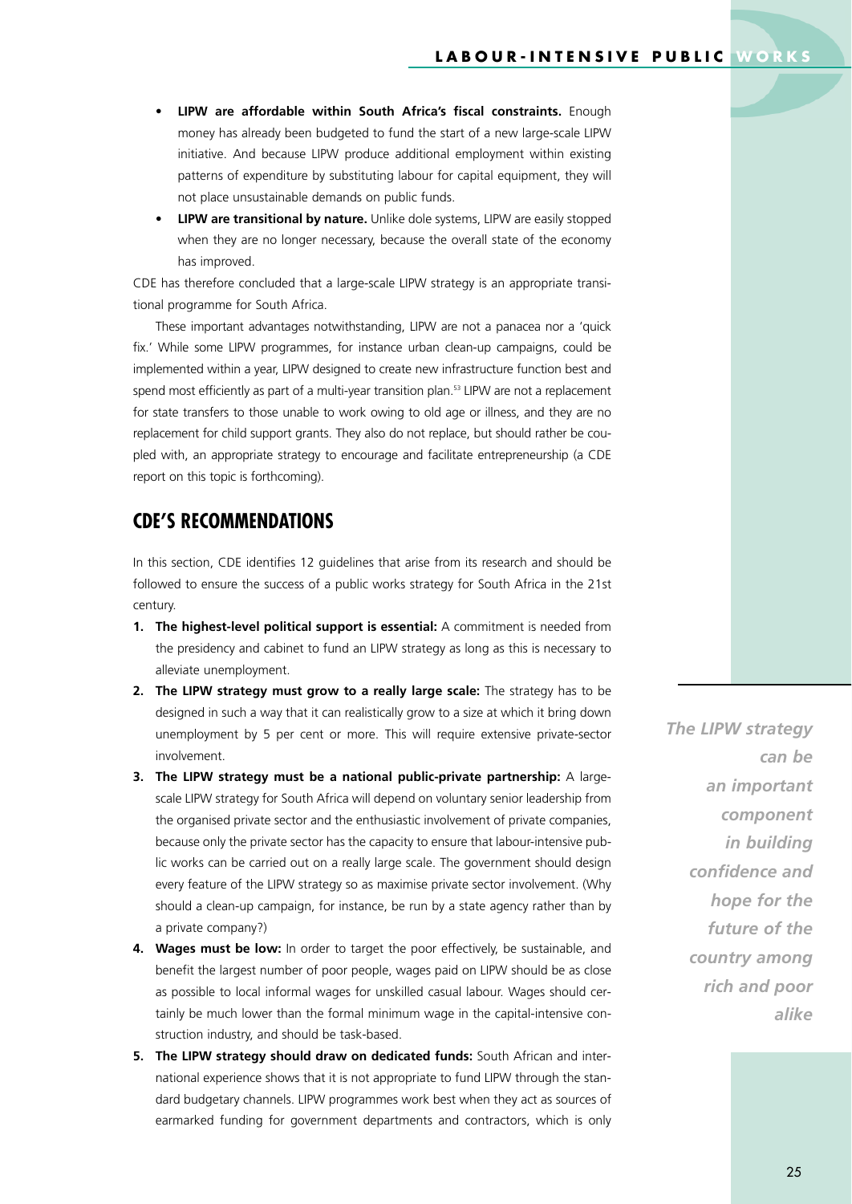- **LIPW are affordable within South Africa's fiscal constraints.** Enough money has already been budgeted to fund the start of a new large-scale LIPW initiative. And because LIPW produce additional employment within existing patterns of expenditure by substituting labour for capital equipment, they will not place unsustainable demands on public funds.
- **LIPW are transitional by nature.** Unlike dole systems, LIPW are easily stopped when they are no longer necessary, because the overall state of the economy has improved.

CDE has therefore concluded that a large-scale LIPW strategy is an appropriate transitional programme for South Africa.

These important advantages notwithstanding, LIPW are not a panacea nor a 'quick fix.' While some LIPW programmes, for instance urban clean-up campaigns, could be implemented within a year, LIPW designed to create new infrastructure function best and spend most efficiently as part of a multi-year transition plan.[53] LIPW are not a replacement for state transfers to those unable to work owing to old age or illness, and they are no replacement for child support grants. They also do not replace, but should rather be coupled with, an appropriate strategy to encourage and facilitate entrepreneurship (a CDE report on this topic is forthcoming).

## CDE'S RECOMMENDATIONS

In this section, CDE identifies 12 guidelines that arise from its research and should be followed to ensure the success of a public works strategy for South Africa in the 21st century.

1. **The highest-level political support is essential:** A commitment is needed from the presidency and cabinet to fund an LIPW strategy as long as this is necessary to alleviate unemployment.
2. **The LIPW strategy must grow to a really large scale:** The strategy has to be designed in such a way that it can realistically grow to a size at which it bring down unemployment by 5 per cent or more. This will require extensive private-sector involvement.
3. **The LIPW strategy must be a national public-private partnership:** A large-scale LIPW strategy for South Africa will depend on voluntary senior leadership from the organised private sector and the enthusiastic involvement of private companies, because only the private sector has the capacity to ensure that labour-intensive public works can be carried out on a really large scale. The government should design every feature of the LIPW strategy so as maximise private sector involvement. (Why should a clean-up campaign, for instance, be run by a state agency rather than by a private company?)
4. **Wages must be low:** In order to target the poor effectively, be sustainable, and benefit the largest number of poor people, wages paid on LIPW should be as close as possible to local informal wages for unskilled casual labour. Wages should certainly be much lower than the formal minimum wage in the capital-intensive construction industry, and should be task-based.
5. **The LIPW strategy should draw on dedicated funds:** South African and international experience shows that it is not appropriate to fund LIPW through the standard budgetary channels. LIPW programmes work best when they act as sources of earmarked funding for government departments and contractors, which is only

*The LIPW strategy can be an important component in building confidence and hope for the future of the country among rich and poor alike*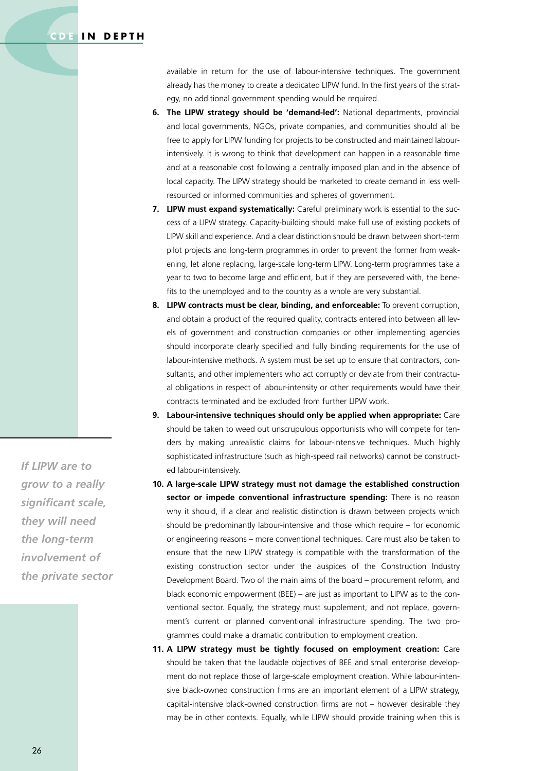available in return for the use of labour-intensive techniques. The government already has the money to create a dedicated LIPW fund. In the first years of the strategy, no additional government spending would be required.

6. **The LIPW strategy should be 'demand-led':** National departments, provincial and local governments, NGOs, private companies, and communities should all be free to apply for LIPW funding for projects to be constructed and maintained labour-intensively. It is wrong to think that development can happen in a reasonable time and at a reasonable cost following a centrally imposed plan and in the absence of local capacity. The LIPW strategy should be marketed to create demand in less well-resourced or informed communities and spheres of government.
7. **LIPW must expand systematically:** Careful preliminary work is essential to the success of a LIPW strategy. Capacity-building should make full use of existing pockets of LIPW skill and experience. And a clear distinction should be drawn between short-term pilot projects and long-term programmes in order to prevent the former from weakening, let alone replacing, large-scale long-term LIPW. Long-term programmes take a year to two to become large and efficient, but if they are persevered with, the benefits to the unemployed and to the country as a whole are very substantial.
8. **LIPW contracts must be clear, binding, and enforceable:** To prevent corruption, and obtain a product of the required quality, contracts entered into between all levels of government and construction companies or other implementing agencies should incorporate clearly specified and fully binding requirements for the use of labour-intensive methods. A system must be set up to ensure that contractors, consultants, and other implementers who act corruptly or deviate from their contractual obligations in respect of labour-intensity or other requirements would have their contracts terminated and be excluded from further LIPW work.
9. **Labour-intensive techniques should only be applied when appropriate:** Care should be taken to weed out unscrupulous opportunists who will compete for tenders by making unrealistic claims for labour-intensive techniques. Much highly sophisticated infrastructure (such as high-speed rail networks) cannot be constructed labour-intensively.
10. **A large-scale LIPW strategy must not damage the established construction sector or impede conventional infrastructure spending:** There is no reason why it should, if a clear and realistic distinction is drawn between projects which should be predominantly labour-intensive and those which require – for economic or engineering reasons – more conventional techniques. Care must also be taken to ensure that the new LIPW strategy is compatible with the transformation of the existing construction sector under the auspices of the Construction Industry Development Board. Two of the main aims of the board – procurement reform, and black economic empowerment (BEE) – are just as important to LIPW as to the conventional sector. Equally, the strategy must supplement, and not replace, government's current or planned conventional infrastructure spending. The two programmes could make a dramatic contribution to employment creation.
11. **A LIPW strategy must be tightly focused on employment creation:** Care should be taken that the laudable objectives of BEE and small enterprise development do not replace those of large-scale employment creation. While labour-intensive black-owned construction firms are an important element of a LIPW strategy, capital-intensive black-owned construction firms are not – however desirable they may be in other contexts. Equally, while LIPW should provide training when this is

*If LIPW are to grow to a really significant scale, they will need the long-term involvement of the private sector*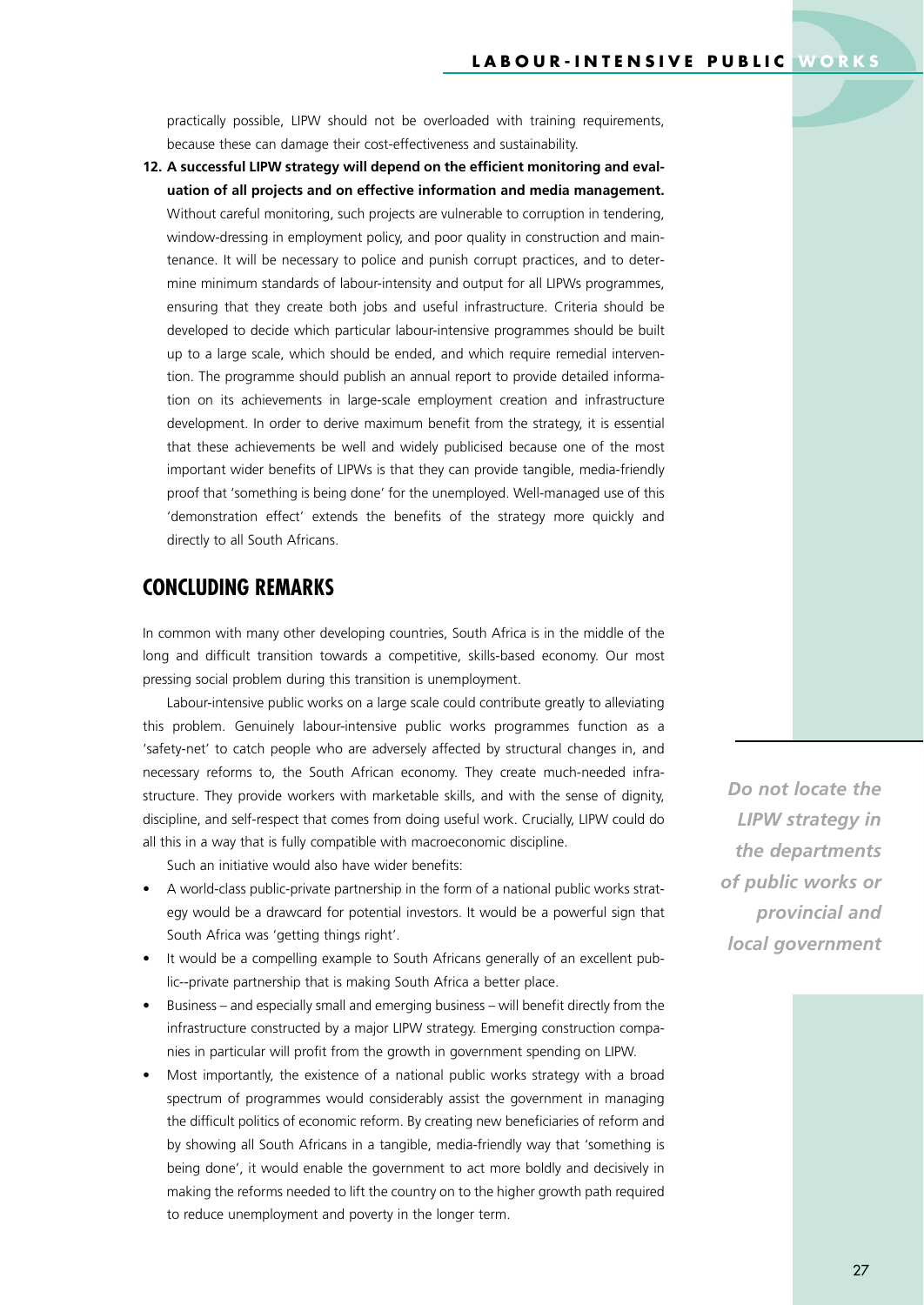practically possible, LIPW should not be overloaded with training requirements, because these can damage their cost-effectiveness and sustainability.

12. **A successful LIPW strategy will depend on the efficient monitoring and evaluation of all projects and on effective information and media management.** Without careful monitoring, such projects are vulnerable to corruption in tendering, window-dressing in employment policy, and poor quality in construction and maintenance. It will be necessary to police and punish corrupt practices, and to determine minimum standards of labour-intensity and output for all LIPWs programmes, ensuring that they create both jobs and useful infrastructure. Criteria should be developed to decide which particular labour-intensive programmes should be built up to a large scale, which should be ended, and which require remedial intervention. The programme should publish an annual report to provide detailed information on its achievements in large-scale employment creation and infrastructure development. In order to derive maximum benefit from the strategy, it is essential that these achievements be well and widely publicised because one of the most important wider benefits of LIPWs is that they can provide tangible, media-friendly proof that 'something is being done' for the unemployed. Well-managed use of this 'demonstration effect' extends the benefits of the strategy more quickly and directly to all South Africans.

## CONCLUDING REMARKS

In common with many other developing countries, South Africa is in the middle of the long and difficult transition towards a competitive, skills-based economy. Our most pressing social problem during this transition is unemployment.

Labour-intensive public works on a large scale could contribute greatly to alleviating this problem. Genuinely labour-intensive public works programmes function as a 'safety-net' to catch people who are adversely affected by structural changes in, and necessary reforms to, the South African economy. They create much-needed infrastructure. They provide workers with marketable skills, and with the sense of dignity, discipline, and self-respect that comes from doing useful work. Crucially, LIPW could do all this in a way that is fully compatible with macroeconomic discipline.

*Do not locate the LIPW strategy in the departments of public works or provincial and local government*

Such an initiative would also have wider benefits:

- A world-class public-private partnership in the form of a national public works strategy would be a drawcard for potential investors. It would be a powerful sign that South Africa was 'getting things right'.
- It would be a compelling example to South Africans generally of an excellent public--private partnership that is making South Africa a better place.
- Business – and especially small and emerging business – will benefit directly from the infrastructure constructed by a major LIPW strategy. Emerging construction companies in particular will profit from the growth in government spending on LIPW.
- Most importantly, the existence of a national public works strategy with a broad spectrum of programmes would considerably assist the government in managing the difficult politics of economic reform. By creating new beneficiaries of reform and by showing all South Africans in a tangible, media-friendly way that 'something is being done', it would enable the government to act more boldly and decisively in making the reforms needed to lift the country on to the higher growth path required to reduce unemployment and poverty in the longer term.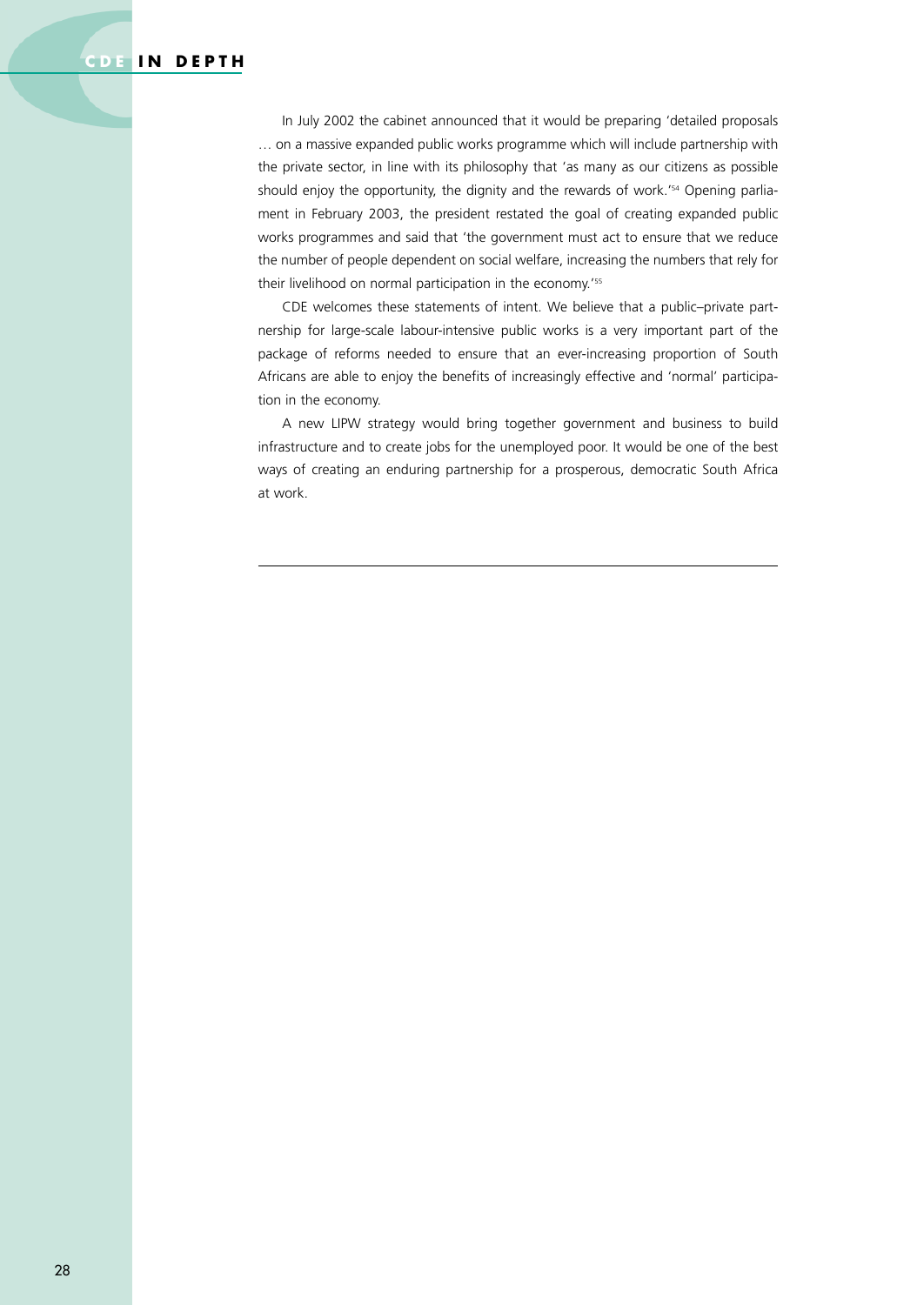In July 2002 the cabinet announced that it would be preparing 'detailed proposals … on a massive expanded public works programme which will include partnership with the private sector, in line with its philosophy that 'as many as our citizens as possible should enjoy the opportunity, the dignity and the rewards of work.'[54] Opening parliament in February 2003, the president restated the goal of creating expanded public works programmes and said that 'the government must act to ensure that we reduce the number of people dependent on social welfare, increasing the numbers that rely for their livelihood on normal participation in the economy.'[55]

CDE welcomes these statements of intent. We believe that a public–private partnership for large-scale labour-intensive public works is a very important part of the package of reforms needed to ensure that an ever-increasing proportion of South Africans are able to enjoy the benefits of increasingly effective and 'normal' participation in the economy.

A new LIPW strategy would bring together government and business to build infrastructure and to create jobs for the unemployed poor. It would be one of the best ways of creating an enduring partnership for a prosperous, democratic South Africa at work.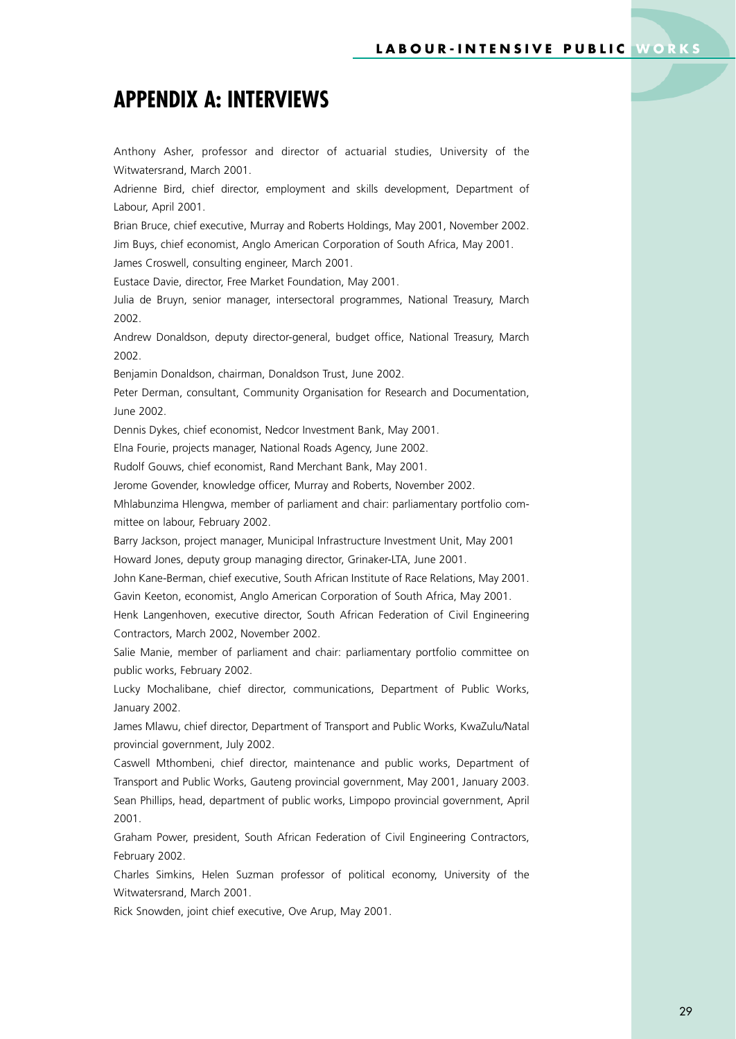# APPENDIX A: INTERVIEWS

Anthony Asher, professor and director of actuarial studies, University of the Witwatersrand, March 2001.

Adrienne Bird, chief director, employment and skills development, Department of Labour, April 2001.

Brian Bruce, chief executive, Murray and Roberts Holdings, May 2001, November 2002.

Jim Buys, chief economist, Anglo American Corporation of South Africa, May 2001.

James Croswell, consulting engineer, March 2001.

Eustace Davie, director, Free Market Foundation, May 2001.

Julia de Bruyn, senior manager, intersectoral programmes, National Treasury, March 2002.

Andrew Donaldson, deputy director-general, budget office, National Treasury, March 2002.

Benjamin Donaldson, chairman, Donaldson Trust, June 2002.

Peter Derman, consultant, Community Organisation for Research and Documentation, June 2002.

Dennis Dykes, chief economist, Nedcor Investment Bank, May 2001.

Elna Fourie, projects manager, National Roads Agency, June 2002.

Rudolf Gouws, chief economist, Rand Merchant Bank, May 2001.

Jerome Govender, knowledge officer, Murray and Roberts, November 2002.

Mhlabunzima Hlengwa, member of parliament and chair: parliamentary portfolio committee on labour, February 2002.

Barry Jackson, project manager, Municipal Infrastructure Investment Unit, May 2001

Howard Jones, deputy group managing director, Grinaker-LTA, June 2001.

John Kane-Berman, chief executive, South African Institute of Race Relations, May 2001.

Gavin Keeton, economist, Anglo American Corporation of South Africa, May 2001.

Henk Langenhoven, executive director, South African Federation of Civil Engineering Contractors, March 2002, November 2002.

Salie Manie, member of parliament and chair: parliamentary portfolio committee on public works, February 2002.

Lucky Mochalibane, chief director, communications, Department of Public Works, January 2002.

James Mlawu, chief director, Department of Transport and Public Works, KwaZulu/Natal provincial government, July 2002.

Caswell Mthombeni, chief director, maintenance and public works, Department of Transport and Public Works, Gauteng provincial government, May 2001, January 2003.

Sean Phillips, head, department of public works, Limpopo provincial government, April 2001.

Graham Power, president, South African Federation of Civil Engineering Contractors, February 2002.

Charles Simkins, Helen Suzman professor of political economy, University of the Witwatersrand, March 2001.

Rick Snowden, joint chief executive, Ove Arup, May 2001.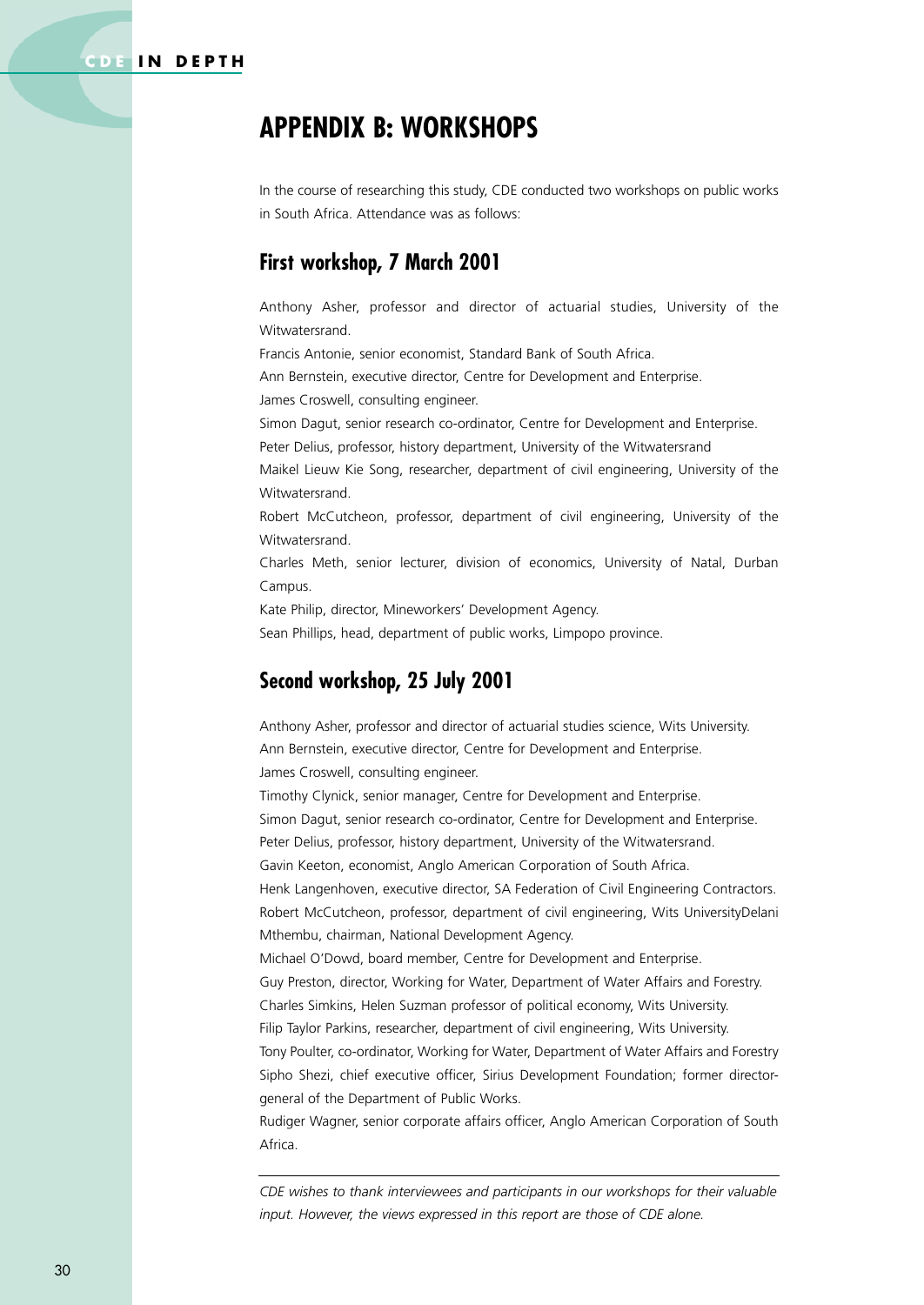# APPENDIX B: WORKSHOPS

In the course of researching this study, CDE conducted two workshops on public works in South Africa. Attendance was as follows:

## First workshop, 7 March 2001

Anthony Asher, professor and director of actuarial studies, University of the Witwatersrand.

Francis Antonie, senior economist, Standard Bank of South Africa.

Ann Bernstein, executive director, Centre for Development and Enterprise.

James Croswell, consulting engineer.

Simon Dagut, senior research co-ordinator, Centre for Development and Enterprise.

Peter Delius, professor, history department, University of the Witwatersrand

Maikel Lieuw Kie Song, researcher, department of civil engineering, University of the Witwatersrand.

Robert McCutcheon, professor, department of civil engineering, University of the Witwatersrand.

Charles Meth, senior lecturer, division of economics, University of Natal, Durban Campus.

Kate Philip, director, Mineworkers' Development Agency.

Sean Phillips, head, department of public works, Limpopo province.

## Second workshop, 25 July 2001

Anthony Asher, professor and director of actuarial studies science, Wits University.

Ann Bernstein, executive director, Centre for Development and Enterprise.

James Croswell, consulting engineer.

Timothy Clynick, senior manager, Centre for Development and Enterprise.

Simon Dagut, senior research co-ordinator, Centre for Development and Enterprise.

Peter Delius, professor, history department, University of the Witwatersrand.

Gavin Keeton, economist, Anglo American Corporation of South Africa.

Henk Langenhoven, executive director, SA Federation of Civil Engineering Contractors.

Robert McCutcheon, professor, department of civil engineering, Wits UniversityDelani Mthembu, chairman, National Development Agency.

Michael O'Dowd, board member, Centre for Development and Enterprise.

Guy Preston, director, Working for Water, Department of Water Affairs and Forestry.

Charles Simkins, Helen Suzman professor of political economy, Wits University.

Filip Taylor Parkins, researcher, department of civil engineering, Wits University.

Tony Poulter, co-ordinator, Working for Water, Department of Water Affairs and Forestry

Sipho Shezi, chief executive officer, Sirius Development Foundation; former director-general of the Department of Public Works.

Rudiger Wagner, senior corporate affairs officer, Anglo American Corporation of South Africa.

---

*CDE wishes to thank interviewees and participants in our workshops for their valuable input. However, the views expressed in this report are those of CDE alone.*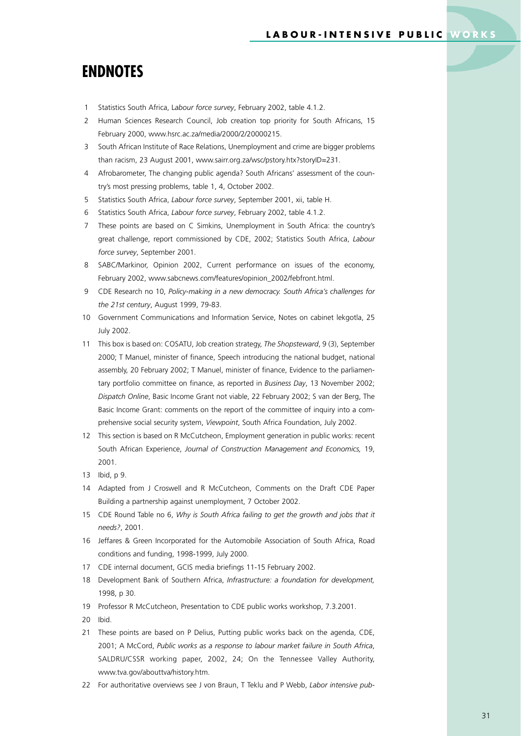# ENDNOTES

1. Statistics South Africa, L*abour force survey*, February 2002, table 4.1.2.
2. Human Sciences Research Council, Job creation top priority for South Africans, 15 February 2000, www.hsrc.ac.za/media/2000/2/20000215.
3. South African Institute of Race Relations, Unemployment and crime are bigger problems than racism, 23 August 2001, www.sairr.org.za/wsc/pstory.htx?storyID=231.
4. Afrobarometer, The changing public agenda? South Africans' assessment of the country's most pressing problems, table 1, 4, October 2002.
5. Statistics South Africa, *Labour force survey*, September 2001, xii, table H.
6. Statistics South Africa, *Labour force survey*, February 2002, table 4.1.2.
7. These points are based on C Simkins, Unemployment in South Africa: the country's great challenge, report commissioned by CDE, 2002; Statistics South Africa, *Labour force survey*, September 2001.
8. SABC/Markinor, Opinion 2002, Current performance on issues of the economy, February 2002, www.sabcnews.com/features/opinion_2002/febfront.html.
9. CDE Research no 10, *Policy-making in a new democracy. South Africa's challenges for the 21st century*, August 1999, 79-83.
10. Government Communications and Information Service, Notes on cabinet lekgotla, 25 July 2002.
11. This box is based on: COSATU, Job creation strategy, *The Shopsteward*, 9 (3), September 2000; T Manuel, minister of finance, Speech introducing the national budget, national assembly, 20 February 2002; T Manuel, minister of finance, Evidence to the parliamentary portfolio committee on finance, as reported in *Business Day*, 13 November 2002; *Dispatch Online*, Basic Income Grant not viable, 22 February 2002; S van der Berg, The Basic Income Grant: comments on the report of the committee of inquiry into a comprehensive social security system, *Viewpoint*, South Africa Foundation, July 2002.
12. This section is based on R McCutcheon, Employment generation in public works: recent South African Experience, *Journal of Construction Management and Economics,* 19, 2001.
13. Ibid, p 9.
14. Adapted from J Croswell and R McCutcheon, Comments on the Draft CDE Paper Building a partnership against unemployment, 7 October 2002.
15. CDE Round Table no 6, *Why is South Africa failing to get the growth and jobs that it needs?*, 2001.
16. Jeffares & Green Incorporated for the Automobile Association of South Africa, Road conditions and funding, 1998-1999, July 2000.
17. CDE internal document, GCIS media briefings 11-15 February 2002.
18. Development Bank of Southern Africa, *Infrastructure: a foundation for development,* 1998, p 30.
19. Professor R McCutcheon, Presentation to CDE public works workshop, 7.3.2001.
20. Ibid.
21. These points are based on P Delius, Putting public works back on the agenda, CDE, 2001; A McCord, *Public works as a response to labour market failure in South Africa*, SALDRU/CSSR working paper, 2002, 24; On the Tennessee Valley Authority, www.tva.gov/abouttva/history.htm.
22. For authoritative overviews see J von Braun, T Teklu and P Webb, *Labor intensive pub-*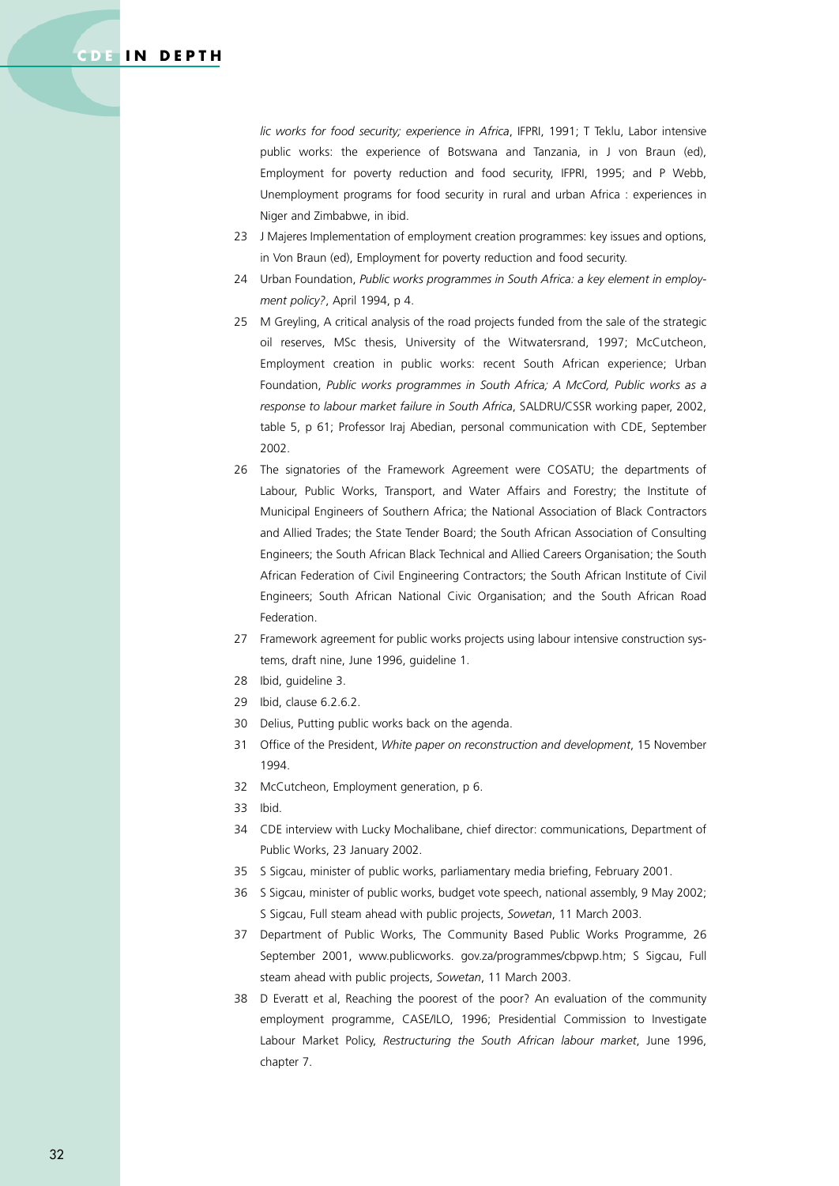*lic works for food security; experience in Africa*, IFPRI, 1991; T Teklu, Labor intensive public works: the experience of Botswana and Tanzania, in J von Braun (ed), Employment for poverty reduction and food security, IFPRI, 1995; and P Webb, Unemployment programs for food security in rural and urban Africa : experiences in Niger and Zimbabwe, in ibid.

23 J Majeres Implementation of employment creation programmes: key issues and options, in Von Braun (ed), Employment for poverty reduction and food security.

24 Urban Foundation, *Public works programmes in South Africa: a key element in employment policy?*, April 1994, p 4.

25 M Greyling, A critical analysis of the road projects funded from the sale of the strategic oil reserves, MSc thesis, University of the Witwatersrand, 1997; McCutcheon, Employment creation in public works: recent South African experience; Urban Foundation, *Public works programmes in South Africa; A McCord, Public works as a response to labour market failure in South Africa*, SALDRU/CSSR working paper, 2002, table 5, p 61; Professor Iraj Abedian, personal communication with CDE, September 2002.

26 The signatories of the Framework Agreement were COSATU; the departments of Labour, Public Works, Transport, and Water Affairs and Forestry; the Institute of Municipal Engineers of Southern Africa; the National Association of Black Contractors and Allied Trades; the State Tender Board; the South African Association of Consulting Engineers; the South African Black Technical and Allied Careers Organisation; the South African Federation of Civil Engineering Contractors; the South African Institute of Civil Engineers; South African National Civic Organisation; and the South African Road Federation.

27 Framework agreement for public works projects using labour intensive construction systems, draft nine, June 1996, guideline 1.

28 Ibid, guideline 3.

29 Ibid, clause 6.2.6.2.

30 Delius, Putting public works back on the agenda.

31 Office of the President, *White paper on reconstruction and development*, 15 November 1994.

32 McCutcheon, Employment generation, p 6.

33 Ibid.

34 CDE interview with Lucky Mochalibane, chief director: communications, Department of Public Works, 23 January 2002.

35 S Sigcau, minister of public works, parliamentary media briefing, February 2001.

36 S Sigcau, minister of public works, budget vote speech, national assembly, 9 May 2002; S Sigcau, Full steam ahead with public projects, *Sowetan*, 11 March 2003.

37 Department of Public Works, The Community Based Public Works Programme, 26 September 2001, www.publicworks. gov.za/programmes/cbpwp.htm; S Sigcau, Full steam ahead with public projects, *Sowetan*, 11 March 2003.

38 D Everatt et al, Reaching the poorest of the poor? An evaluation of the community employment programme, CASE/ILO, 1996; Presidential Commission to Investigate Labour Market Policy, *Restructuring the South African labour market*, June 1996, chapter 7.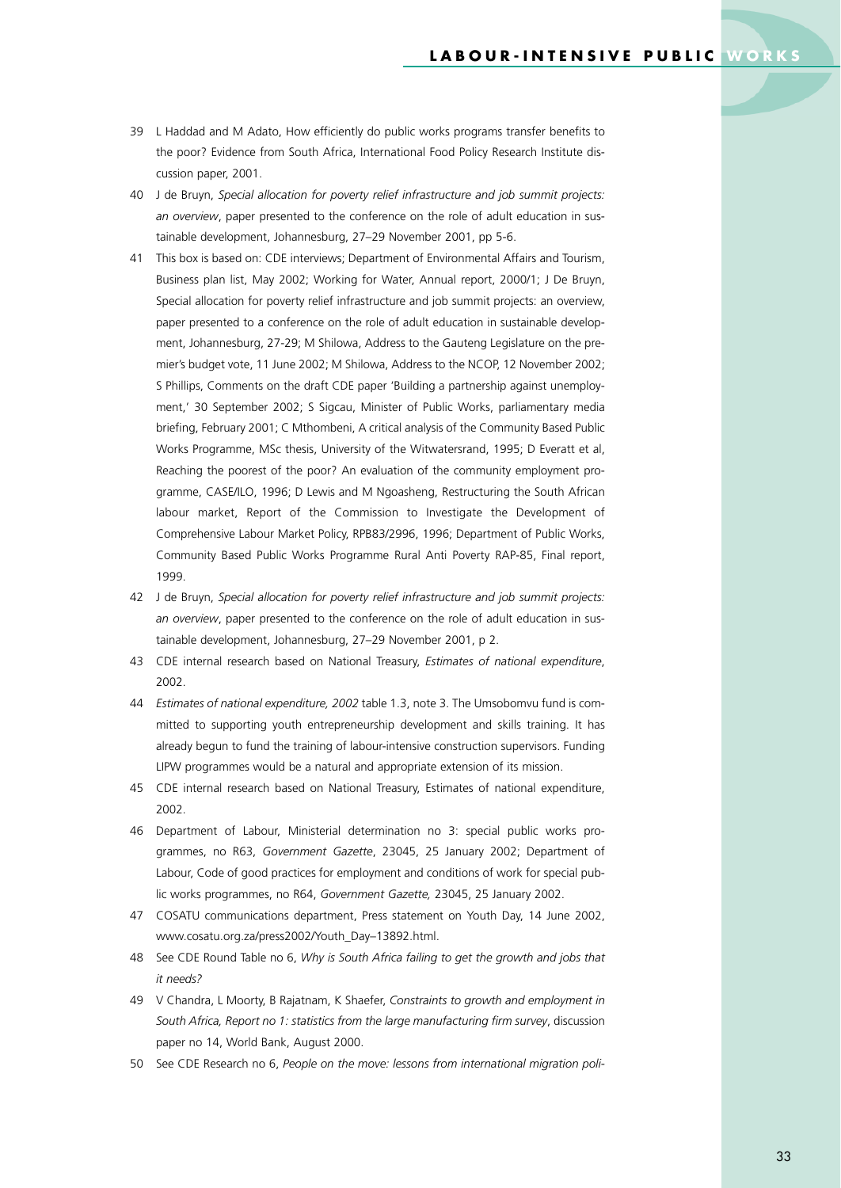39 L Haddad and M Adato, How efficiently do public works programs transfer benefits to the poor? Evidence from South Africa, International Food Policy Research Institute discussion paper, 2001.

40 J de Bruyn, *Special allocation for poverty relief infrastructure and job summit projects: an overview*, paper presented to the conference on the role of adult education in sustainable development, Johannesburg, 27–29 November 2001, pp 5-6.

41 This box is based on: CDE interviews; Department of Environmental Affairs and Tourism, Business plan list, May 2002; Working for Water, Annual report, 2000/1; J De Bruyn, Special allocation for poverty relief infrastructure and job summit projects: an overview, paper presented to a conference on the role of adult education in sustainable development, Johannesburg, 27-29; M Shilowa, Address to the Gauteng Legislature on the premier's budget vote, 11 June 2002; M Shilowa, Address to the NCOP, 12 November 2002; S Phillips, Comments on the draft CDE paper 'Building a partnership against unemployment,' 30 September 2002; S Sigcau, Minister of Public Works, parliamentary media briefing, February 2001; C Mthombeni, A critical analysis of the Community Based Public Works Programme, MSc thesis, University of the Witwatersrand, 1995; D Everatt et al, Reaching the poorest of the poor? An evaluation of the community employment programme, CASE/ILO, 1996; D Lewis and M Ngoasheng, Restructuring the South African labour market, Report of the Commission to Investigate the Development of Comprehensive Labour Market Policy, RPB83/2996, 1996; Department of Public Works, Community Based Public Works Programme Rural Anti Poverty RAP-85, Final report, 1999.

42 J de Bruyn, *Special allocation for poverty relief infrastructure and job summit projects: an overview*, paper presented to the conference on the role of adult education in sustainable development, Johannesburg, 27–29 November 2001, p 2.

43 CDE internal research based on National Treasury, *Estimates of national expenditure*, 2002.

44 *Estimates of national expenditure, 2002* table 1.3, note 3. The Umsobomvu fund is committed to supporting youth entrepreneurship development and skills training. It has already begun to fund the training of labour-intensive construction supervisors. Funding LIPW programmes would be a natural and appropriate extension of its mission.

45 CDE internal research based on National Treasury, Estimates of national expenditure, 2002.

46 Department of Labour, Ministerial determination no 3: special public works programmes, no R63, *Government Gazette*, 23045, 25 January 2002; Department of Labour, Code of good practices for employment and conditions of work for special public works programmes, no R64, *Government Gazette,* 23045, 25 January 2002.

47 COSATU communications department, Press statement on Youth Day, 14 June 2002, www.cosatu.org.za/press2002/Youth_Day–13892.html.

48 See CDE Round Table no 6, *Why is South Africa failing to get the growth and jobs that it needs?*

49 V Chandra, L Moorty, B Rajatnam, K Shaefer, *Constraints to growth and employment in South Africa, Report no 1: statistics from the large manufacturing firm survey*, discussion paper no 14, World Bank, August 2000.

50 See CDE Research no 6, *People on the move: lessons from international migration poli-*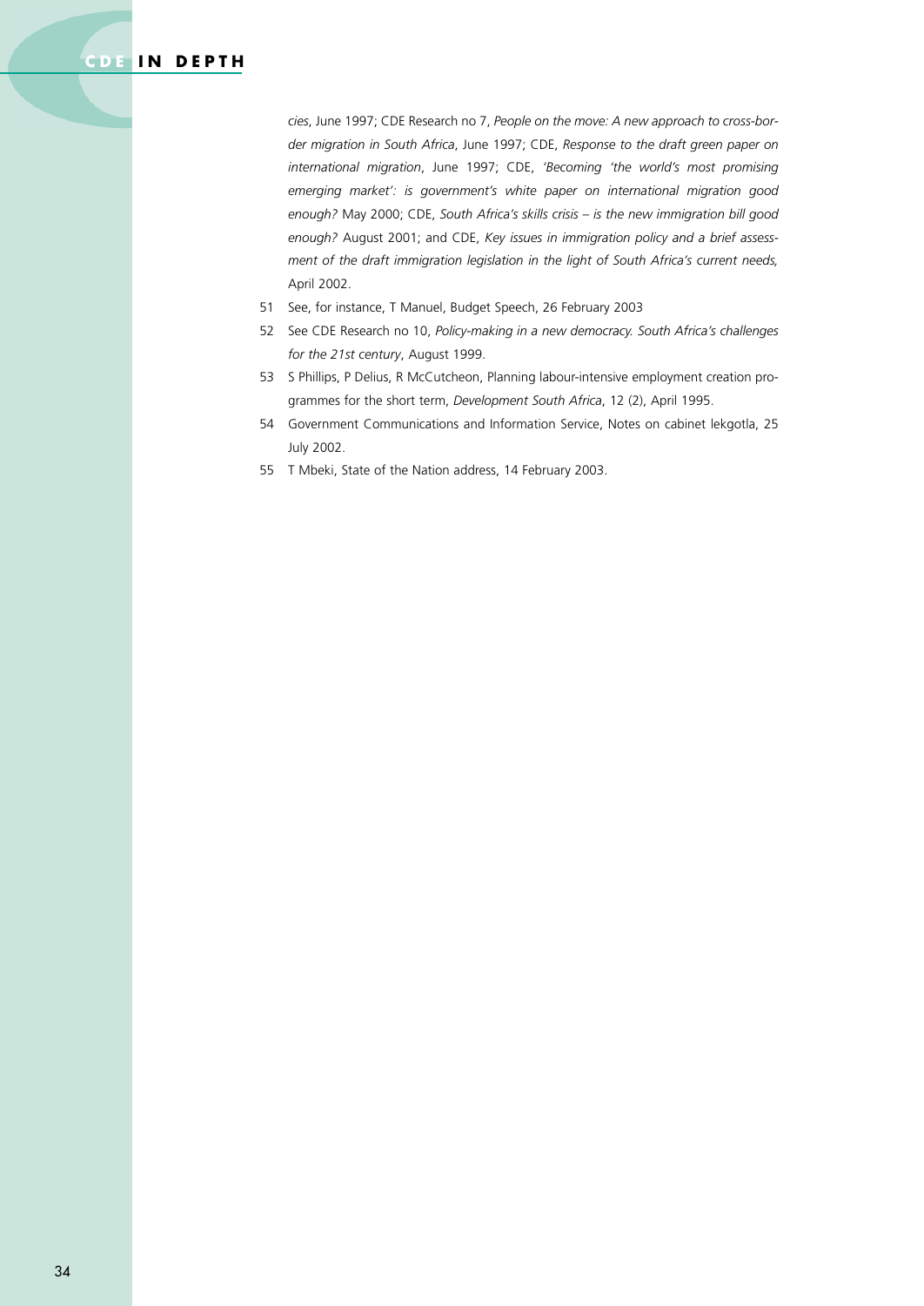*cies*, June 1997; CDE Research no 7, *People on the move: A new approach to cross-border migration in South Africa*, June 1997; CDE, *Response to the draft green paper on international migration*, June 1997; CDE, *'Becoming 'the world's most promising emerging market': is government's white paper on international migration good enough?* May 2000; CDE, *South Africa's skills crisis – is the new immigration bill good enough?* August 2001; and CDE, *Key issues in immigration policy and a brief assessment of the draft immigration legislation in the light of South Africa's current needs,* April 2002.

51 See, for instance, T Manuel, Budget Speech, 26 February 2003

52 See CDE Research no 10, *Policy-making in a new democracy. South Africa's challenges for the 21st century*, August 1999.

53 S Phillips, P Delius, R McCutcheon, Planning labour-intensive employment creation programmes for the short term, *Development South Africa*, 12 (2), April 1995.

54 Government Communications and Information Service, Notes on cabinet lekgotla, 25 July 2002.

55 T Mbeki, State of the Nation address, 14 February 2003.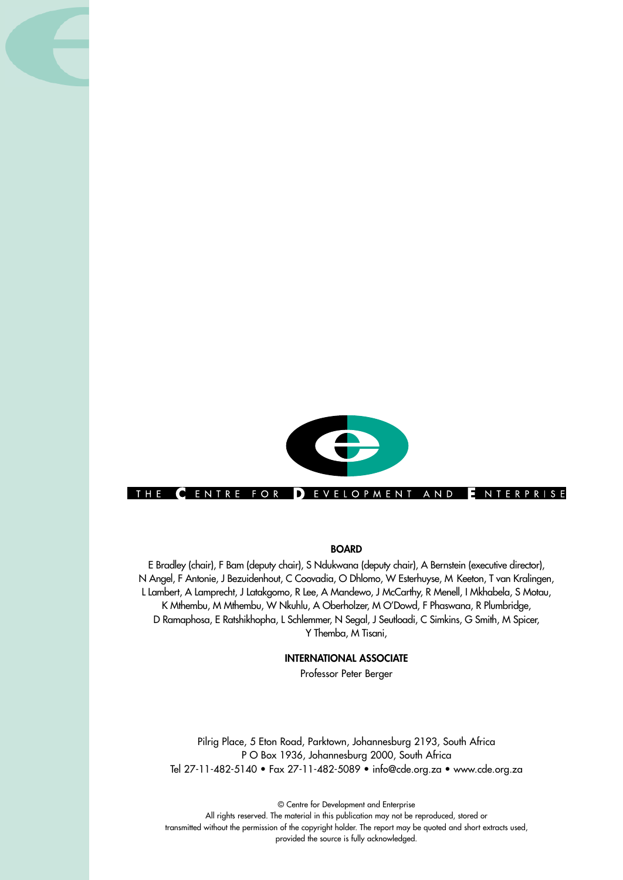THE CENTRE FOR DEVELOPMENT AND ENTERPRISE

**BOARD**

E Bradley (chair), F Bam (deputy chair), S Ndukwana (deputy chair), A Bernstein (executive director), N Angel, F Antonie, J Bezuidenhout, C Coovadia, O Dhlomo, W Esterhuyse, M Keeton, T van Kralingen, L Lambert, A Lamprecht, J Latakgomo, R Lee, A Mandewo, J McCarthy, R Menell, I Mkhabela, S Motau, K Mthembu, M Mthembu, W Nkuhlu, A Oberholzer, M O'Dowd, F Phaswana, R Plumbridge, D Ramaphosa, E Ratshikhopha, L Schlemmer, N Segal, J Seutloadi, C Simkins, G Smith, M Spicer, Y Themba, M Tisani,

**INTERNATIONAL ASSOCIATE**

Professor Peter Berger

Pilrig Place, 5 Eton Road, Parktown, Johannesburg 2193, South Africa
P O Box 1936, Johannesburg 2000, South Africa
Tel 27-11-482-5140 • Fax 27-11-482-5089 • info@cde.org.za • www.cde.org.za

© Centre for Development and Enterprise
All rights reserved. The material in this publication may not be reproduced, stored or transmitted without the permission of the copyright holder. The report may be quoted and short extracts used, provided the source is fully acknowledged.